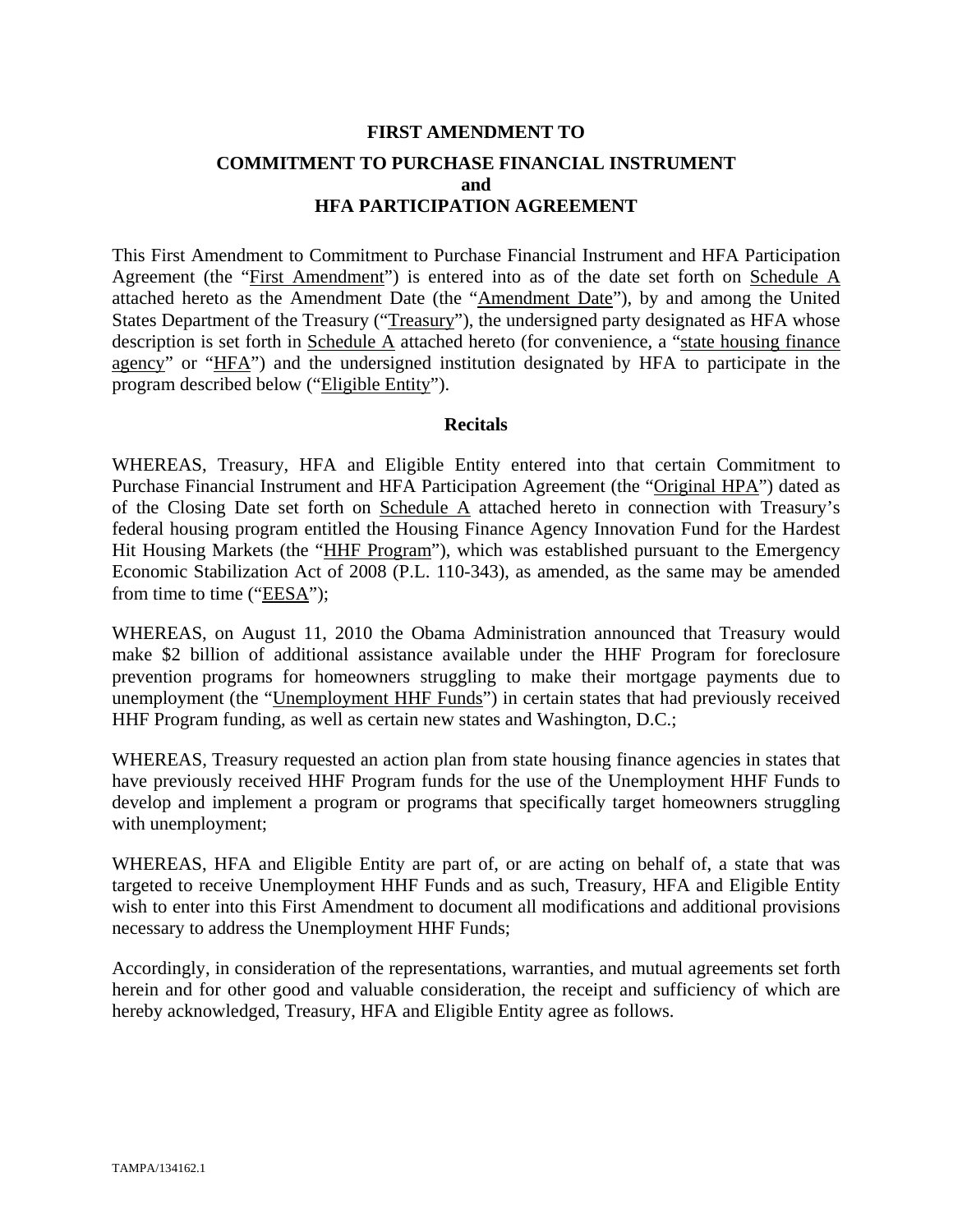# FIRST AMENDMENT TO

# COMMITMENT TO PURCHASE FINANCIAL INSTRUMENT
# and
# HFA PARTICIPATION AGREEMENT

This First Amendment to Commitment to Purchase Financial Instrument and HFA Participation Agreement (the "First Amendment") is entered into as of the date set forth on Schedule A attached hereto as the Amendment Date (the "Amendment Date"), by and among the United States Department of the Treasury ("Treasury"), the undersigned party designated as HFA whose description is set forth in Schedule A attached hereto (for convenience, a "state housing finance agency" or "HFA") and the undersigned institution designated by HFA to participate in the program described below ("Eligible Entity").

## Recitals

WHEREAS, Treasury, HFA and Eligible Entity entered into that certain Commitment to Purchase Financial Instrument and HFA Participation Agreement (the "Original HPA") dated as of the Closing Date set forth on Schedule A attached hereto in connection with Treasury's federal housing program entitled the Housing Finance Agency Innovation Fund for the Hardest Hit Housing Markets (the "HHF Program"), which was established pursuant to the Emergency Economic Stabilization Act of 2008 (P.L. 110-343), as amended, as the same may be amended from time to time ("EESA");

WHEREAS, on August 11, 2010 the Obama Administration announced that Treasury would make $2 billion of additional assistance available under the HHF Program for foreclosure prevention programs for homeowners struggling to make their mortgage payments due to unemployment (the "Unemployment HHF Funds") in certain states that had previously received HHF Program funding, as well as certain new states and Washington, D.C.;

WHEREAS, Treasury requested an action plan from state housing finance agencies in states that have previously received HHF Program funds for the use of the Unemployment HHF Funds to develop and implement a program or programs that specifically target homeowners struggling with unemployment;

WHEREAS, HFA and Eligible Entity are part of, or are acting on behalf of, a state that was targeted to receive Unemployment HHF Funds and as such, Treasury, HFA and Eligible Entity wish to enter into this First Amendment to document all modifications and additional provisions necessary to address the Unemployment HHF Funds;

Accordingly, in consideration of the representations, warranties, and mutual agreements set forth herein and for other good and valuable consideration, the receipt and sufficiency of which are hereby acknowledged, Treasury, HFA and Eligible Entity agree as follows.

TAMPA/134162.1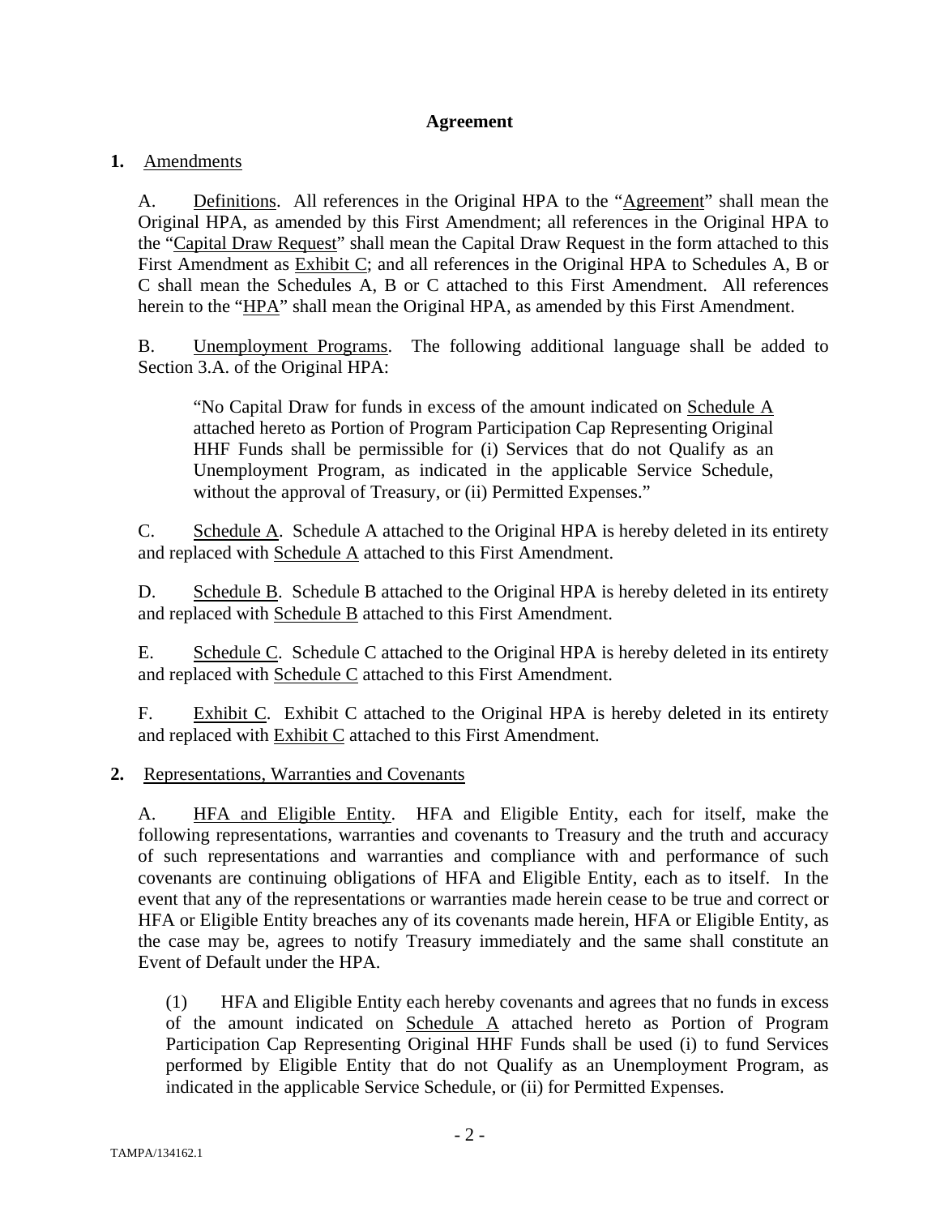## Agreement

**1.** Amendments

A. Definitions. All references in the Original HPA to the "Agreement" shall mean the Original HPA, as amended by this First Amendment; all references in the Original HPA to the "Capital Draw Request" shall mean the Capital Draw Request in the form attached to this First Amendment as Exhibit C; and all references in the Original HPA to Schedules A, B or C shall mean the Schedules A, B or C attached to this First Amendment. All references herein to the "HPA" shall mean the Original HPA, as amended by this First Amendment.

B. Unemployment Programs. The following additional language shall be added to Section 3.A. of the Original HPA:

> "No Capital Draw for funds in excess of the amount indicated on Schedule A attached hereto as Portion of Program Participation Cap Representing Original HHF Funds shall be permissible for (i) Services that do not Qualify as an Unemployment Program, as indicated in the applicable Service Schedule, without the approval of Treasury, or (ii) Permitted Expenses."

C. Schedule A. Schedule A attached to the Original HPA is hereby deleted in its entirety and replaced with Schedule A attached to this First Amendment.

D. Schedule B. Schedule B attached to the Original HPA is hereby deleted in its entirety and replaced with Schedule B attached to this First Amendment.

E. Schedule C. Schedule C attached to the Original HPA is hereby deleted in its entirety and replaced with Schedule C attached to this First Amendment.

F. Exhibit C. Exhibit C attached to the Original HPA is hereby deleted in its entirety and replaced with Exhibit C attached to this First Amendment.

**2.** Representations, Warranties and Covenants

A. HFA and Eligible Entity. HFA and Eligible Entity, each for itself, make the following representations, warranties and covenants to Treasury and the truth and accuracy of such representations and warranties and compliance with and performance of such covenants are continuing obligations of HFA and Eligible Entity, each as to itself. In the event that any of the representations or warranties made herein cease to be true and correct or HFA or Eligible Entity breaches any of its covenants made herein, HFA or Eligible Entity, as the case may be, agrees to notify Treasury immediately and the same shall constitute an Event of Default under the HPA.

(1) HFA and Eligible Entity each hereby covenants and agrees that no funds in excess of the amount indicated on Schedule A attached hereto as Portion of Program Participation Cap Representing Original HHF Funds shall be used (i) to fund Services performed by Eligible Entity that do not Qualify as an Unemployment Program, as indicated in the applicable Service Schedule, or (ii) for Permitted Expenses.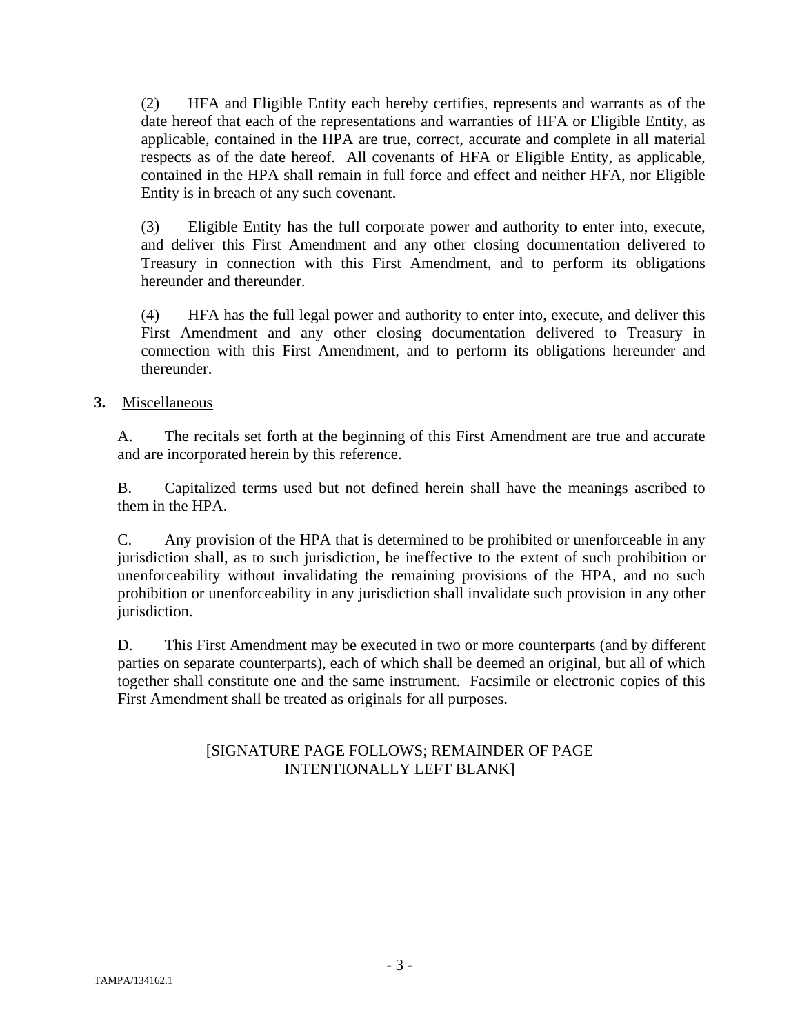(2) HFA and Eligible Entity each hereby certifies, represents and warrants as of the date hereof that each of the representations and warranties of HFA or Eligible Entity, as applicable, contained in the HPA are true, correct, accurate and complete in all material respects as of the date hereof. All covenants of HFA or Eligible Entity, as applicable, contained in the HPA shall remain in full force and effect and neither HFA, nor Eligible Entity is in breach of any such covenant.

(3) Eligible Entity has the full corporate power and authority to enter into, execute, and deliver this First Amendment and any other closing documentation delivered to Treasury in connection with this First Amendment, and to perform its obligations hereunder and thereunder.

(4) HFA has the full legal power and authority to enter into, execute, and deliver this First Amendment and any other closing documentation delivered to Treasury in connection with this First Amendment, and to perform its obligations hereunder and thereunder.

**3.** Miscellaneous

A. The recitals set forth at the beginning of this First Amendment are true and accurate and are incorporated herein by this reference.

B. Capitalized terms used but not defined herein shall have the meanings ascribed to them in the HPA.

C. Any provision of the HPA that is determined to be prohibited or unenforceable in any jurisdiction shall, as to such jurisdiction, be ineffective to the extent of such prohibition or unenforceability without invalidating the remaining provisions of the HPA, and no such prohibition or unenforceability in any jurisdiction shall invalidate such provision in any other jurisdiction.

D. This First Amendment may be executed in two or more counterparts (and by different parties on separate counterparts), each of which shall be deemed an original, but all of which together shall constitute one and the same instrument. Facsimile or electronic copies of this First Amendment shall be treated as originals for all purposes.

[SIGNATURE PAGE FOLLOWS; REMAINDER OF PAGE INTENTIONALLY LEFT BLANK]

TAMPA/134162.1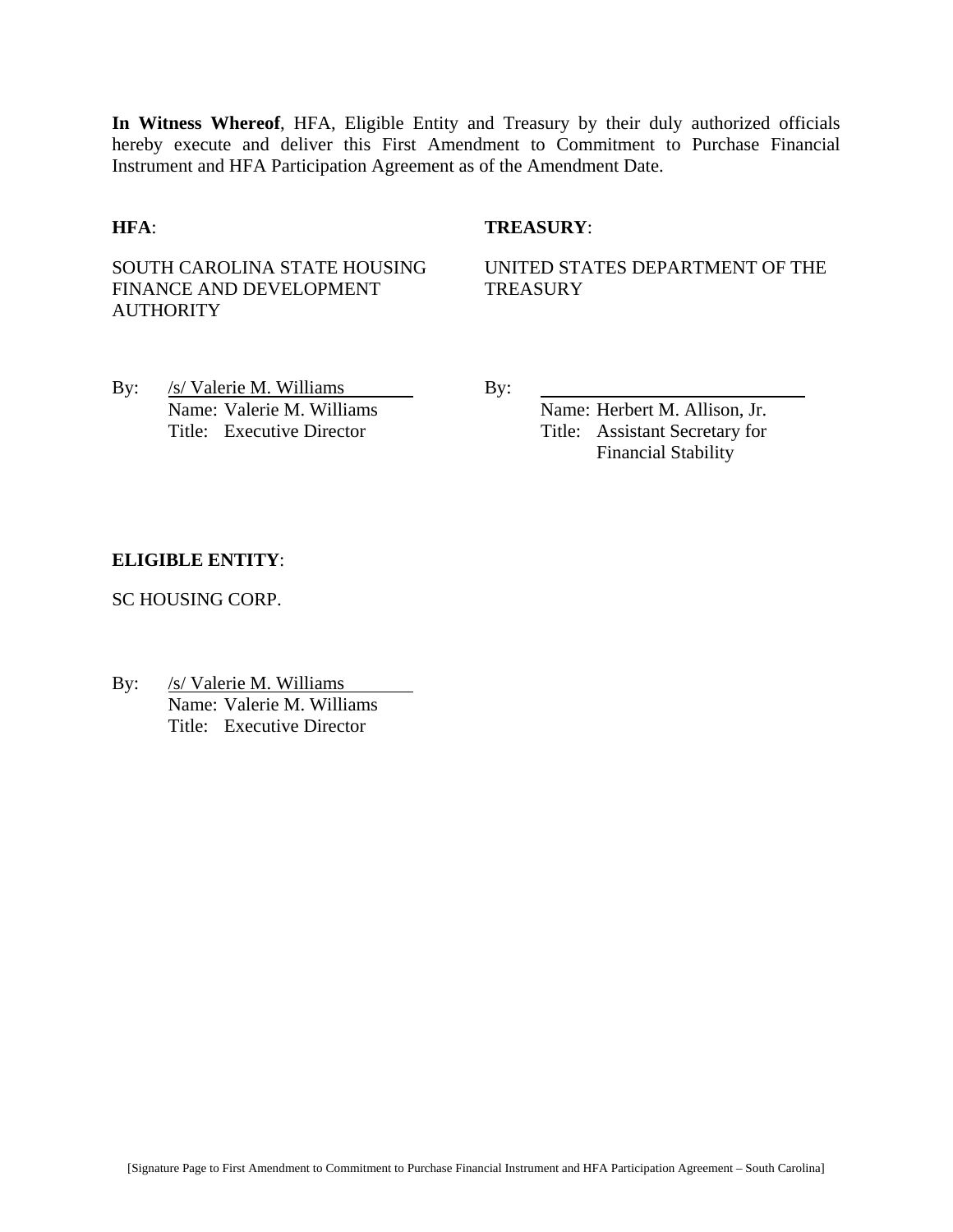**In Witness Whereof**, HFA, Eligible Entity and Treasury by their duly authorized officials hereby execute and deliver this First Amendment to Commitment to Purchase Financial Instrument and HFA Participation Agreement as of the Amendment Date.

**HFA**:

SOUTH CAROLINA STATE HOUSING FINANCE AND DEVELOPMENT AUTHORITY

By: /s/ Valerie M. Williams
Name: Valerie M. Williams
Title: Executive Director

**TREASURY**:

UNITED STATES DEPARTMENT OF THE TREASURY

By: ______________________________
Name: Herbert M. Allison, Jr.
Title: Assistant Secretary for Financial Stability

**ELIGIBLE ENTITY**:

SC HOUSING CORP.

By: /s/ Valerie M. Williams
Name: Valerie M. Williams
Title: Executive Director

[Signature Page to First Amendment to Commitment to Purchase Financial Instrument and HFA Participation Agreement – South Carolina]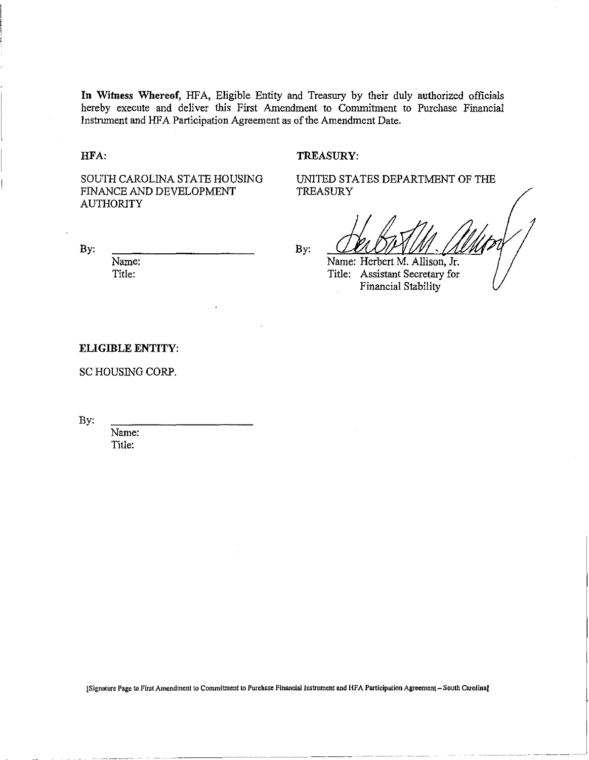**In Witness Whereof,** HFA, Eligible Entity and Treasury by their duly authorized officials hereby execute and deliver this First Amendment to Commitment to Purchase Financial Instrument and HFA Participation Agreement as of the Amendment Date.

**HFA:**

SOUTH CAROLINA STATE HOUSING FINANCE AND DEVELOPMENT AUTHORITY

By: \_\_\_\_\_\_\_\_\_\_\_\_\_\_\_\_\_\_\_\_\_\_\_\_

Name:
Title:

**TREASURY:**

UNITED STATES DEPARTMENT OF THE TREASURY

By: \_\_\_\_\_\_\_\_\_\_\_\_\_\_\_\_\_\_\_\_\_\_\_\_

Name: Herbert M. Allison, Jr.
Title: Assistant Secretary for Financial Stability

**ELIGIBLE ENTITY:**

SC HOUSING CORP.

By: \_\_\_\_\_\_\_\_\_\_\_\_\_\_\_\_\_\_\_\_\_\_\_\_

Name:
Title:

[Signature Page to First Amendment to Commitment to Purchase Financial Instrument and HFA Participation Agreement – South Carolina]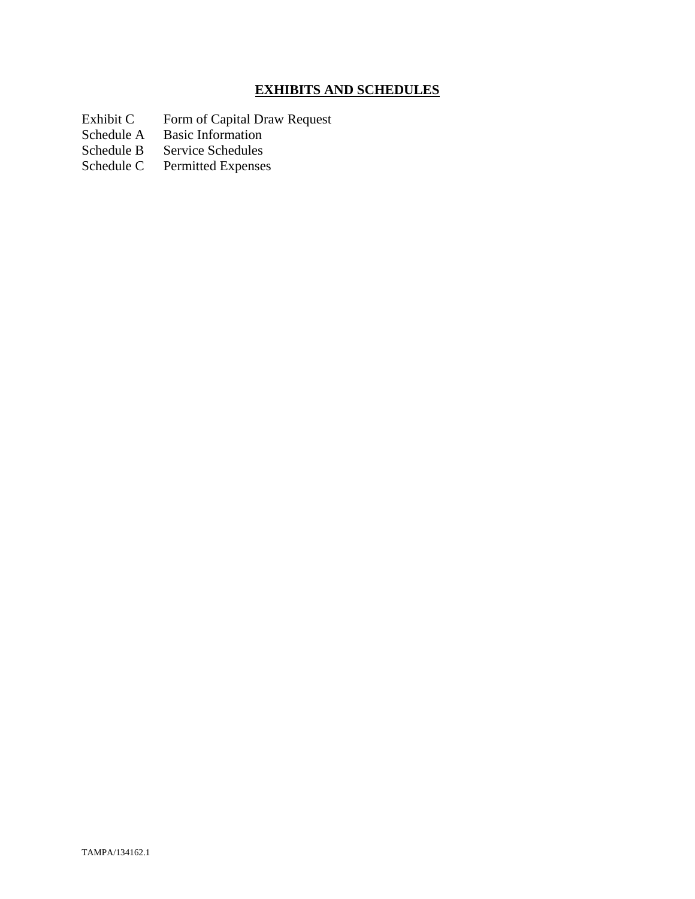# EXHIBITS AND SCHEDULES

| | |
|---|---|
| Exhibit C | Form of Capital Draw Request |
| Schedule A | Basic Information |
| Schedule B | Service Schedules |
| Schedule C | Permitted Expenses |

TAMPA/134162.1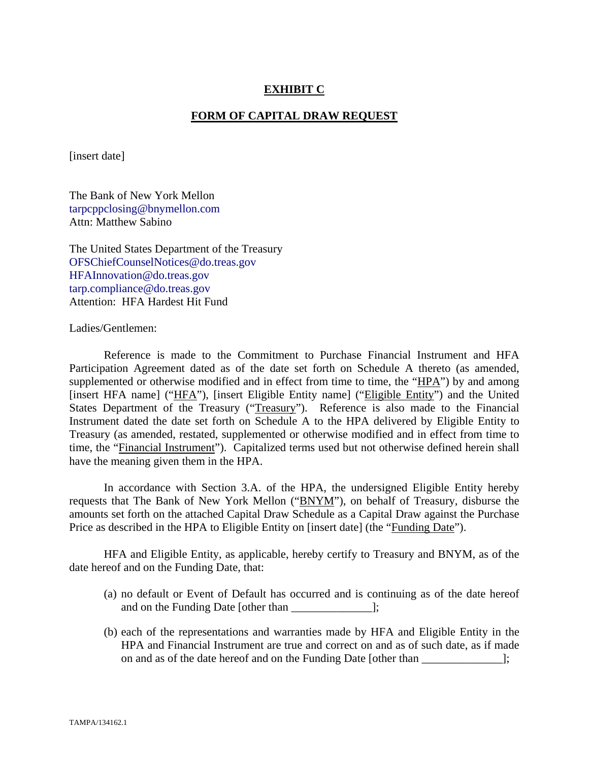**EXHIBIT C**

**FORM OF CAPITAL DRAW REQUEST**

[insert date]

The Bank of New York Mellon
tarpcppclosing@bnymellon.com
Attn: Matthew Sabino

The United States Department of the Treasury
OFSChiefCounselNotices@do.treas.gov
HFAInnovation@do.treas.gov
tarp.compliance@do.treas.gov
Attention: HFA Hardest Hit Fund

Ladies/Gentlemen:

Reference is made to the Commitment to Purchase Financial Instrument and HFA Participation Agreement dated as of the date set forth on Schedule A thereto (as amended, supplemented or otherwise modified and in effect from time to time, the "HPA") by and among [insert HFA name] ("HFA"), [insert Eligible Entity name] ("Eligible Entity") and the United States Department of the Treasury ("Treasury"). Reference is also made to the Financial Instrument dated the date set forth on Schedule A to the HPA delivered by Eligible Entity to Treasury (as amended, restated, supplemented or otherwise modified and in effect from time to time, the "Financial Instrument"). Capitalized terms used but not otherwise defined herein shall have the meaning given them in the HPA.

In accordance with Section 3.A. of the HPA, the undersigned Eligible Entity hereby requests that The Bank of New York Mellon ("BNYM"), on behalf of Treasury, disburse the amounts set forth on the attached Capital Draw Schedule as a Capital Draw against the Purchase Price as described in the HPA to Eligible Entity on [insert date] (the "Funding Date").

HFA and Eligible Entity, as applicable, hereby certify to Treasury and BNYM, as of the date hereof and on the Funding Date, that:

(a) no default or Event of Default has occurred and is continuing as of the date hereof and on the Funding Date [other than ______________];

(b) each of the representations and warranties made by HFA and Eligible Entity in the HPA and Financial Instrument are true and correct on and as of such date, as if made on and as of the date hereof and on the Funding Date [other than ______________];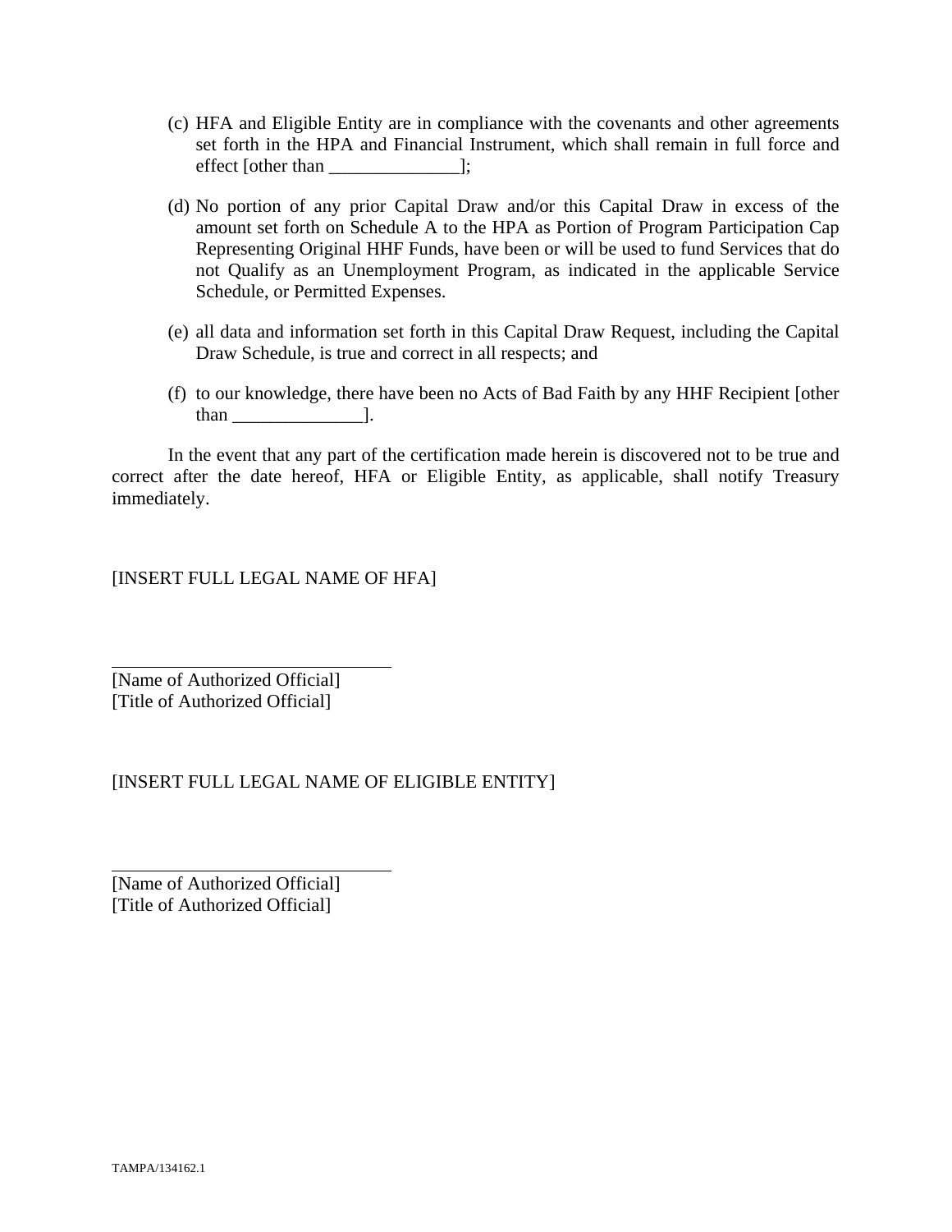(c) HFA and Eligible Entity are in compliance with the covenants and other agreements set forth in the HPA and Financial Instrument, which shall remain in full force and effect [other than ______________];

(d) No portion of any prior Capital Draw and/or this Capital Draw in excess of the amount set forth on Schedule A to the HPA as Portion of Program Participation Cap Representing Original HHF Funds, have been or will be used to fund Services that do not Qualify as an Unemployment Program, as indicated in the applicable Service Schedule, or Permitted Expenses.

(e) all data and information set forth in this Capital Draw Request, including the Capital Draw Schedule, is true and correct in all respects; and

(f) to our knowledge, there have been no Acts of Bad Faith by any HHF Recipient [other than ______________].

In the event that any part of the certification made herein is discovered not to be true and correct after the date hereof, HFA or Eligible Entity, as applicable, shall notify Treasury immediately.

[INSERT FULL LEGAL NAME OF HFA]

______________________________
[Name of Authorized Official]
[Title of Authorized Official]

[INSERT FULL LEGAL NAME OF ELIGIBLE ENTITY]

______________________________
[Name of Authorized Official]
[Title of Authorized Official]

TAMPA/134162.1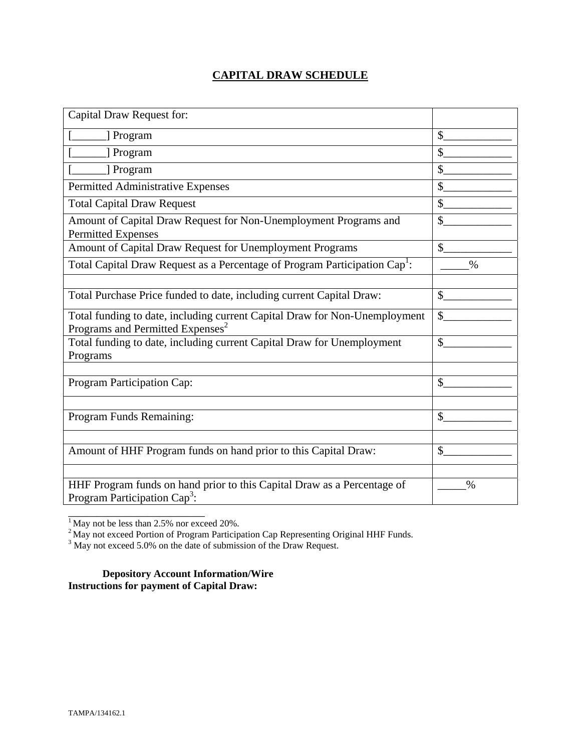# CAPITAL DRAW SCHEDULE

| Capital Draw Request for: | |
|---|---|
| [______] Program | $____________ |
| [______] Program | $____________ |
| [______] Program | $____________ |
| Permitted Administrative Expenses | $____________ |
| Total Capital Draw Request | $____________ |
| Amount of Capital Draw Request for Non-Unemployment Programs and Permitted Expenses | $____________ |
| Amount of Capital Draw Request for Unemployment Programs | $____________ |
| Total Capital Draw Request as a Percentage of Program Participation Cap[1]: | _____% |
| | |
| Total Purchase Price funded to date, including current Capital Draw: | $____________ |
| Total funding to date, including current Capital Draw for Non-Unemployment Programs and Permitted Expenses[2] | $____________ |
| Total funding to date, including current Capital Draw for Unemployment Programs | $____________ |
| | |
| Program Participation Cap: | $____________ |
| | |
| Program Funds Remaining: | $____________ |
| | |
| Amount of HHF Program funds on hand prior to this Capital Draw: | $____________ |
| | |
| HHF Program funds on hand prior to this Capital Draw as a Percentage of Program Participation Cap[3]: | _____% |

[1] May not be less than 2.5% nor exceed 20%.

[2] May not exceed Portion of Program Participation Cap Representing Original HHF Funds.

[3] May not exceed 5.0% on the date of submission of the Draw Request.

**Depository Account Information/Wire Instructions for payment of Capital Draw:**

TAMPA/134162.1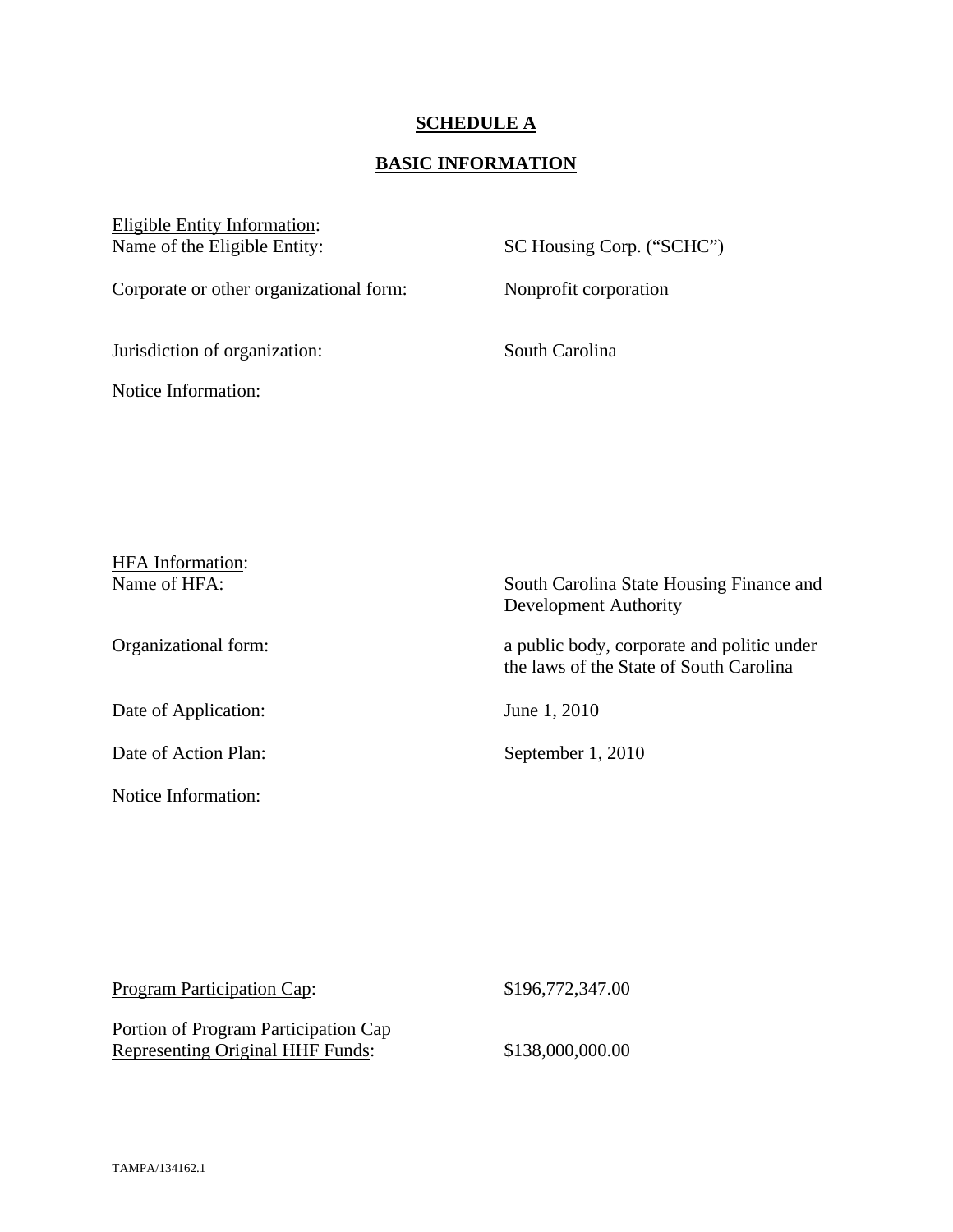# SCHEDULE A

## BASIC INFORMATION

Eligible Entity Information:

| | |
|---|---|
| Name of the Eligible Entity: | SC Housing Corp. ("SCHC") |
| Corporate or other organizational form: | Nonprofit corporation |
| Jurisdiction of organization: | South Carolina |
| Notice Information: | |

HFA Information:

| | |
|---|---|
| Name of HFA: | South Carolina State Housing Finance and Development Authority |
| Organizational form: | a public body, corporate and politic under the laws of the State of South Carolina |
| Date of Application: | June 1, 2010 |
| Date of Action Plan: | September 1, 2010 |
| Notice Information: | |

| | |
|---|---|
| Program Participation Cap: | $196,772,347.00 |
| Portion of Program Participation Cap Representing Original HHF Funds: | $138,000,000.00 |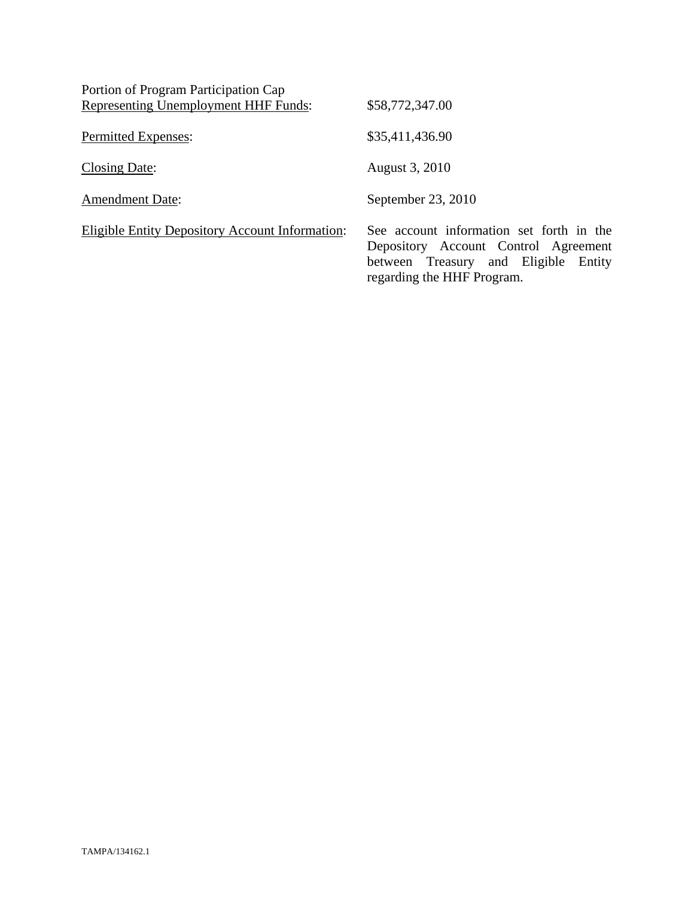| | |
|---|---|
| Portion of Program Participation Cap <u>Representing Unemployment HHF Funds</u>: | $58,772,347.00 |
| <u>Permitted Expenses</u>: | $35,411,436.90 |
| <u>Closing Date</u>: | August 3, 2010 |
| <u>Amendment Date</u>: | September 23, 2010 |
| <u>Eligible Entity Depository Account Information</u>: | See account information set forth in the Depository Account Control Agreement between Treasury and Eligible Entity regarding the HHF Program. |

TAMPA/134162.1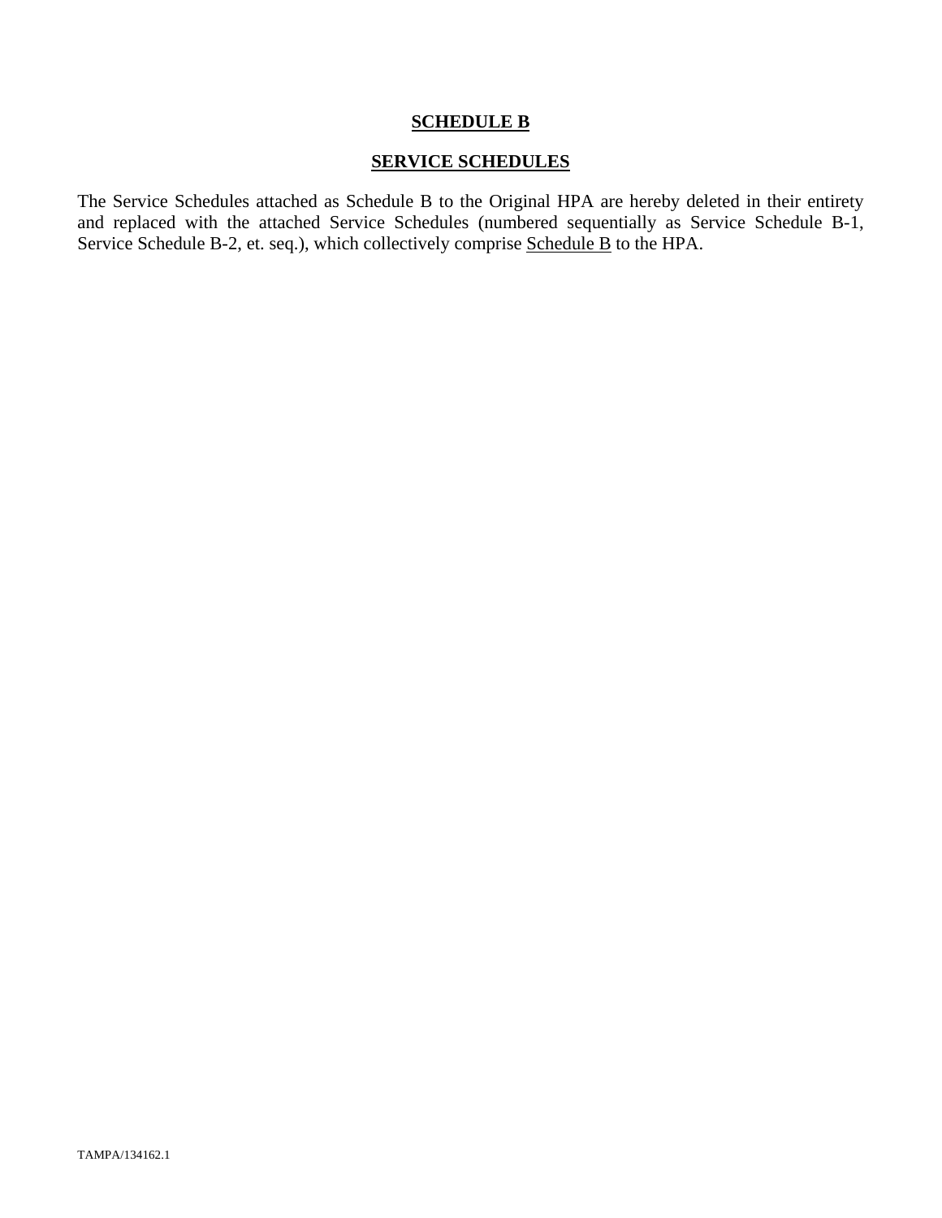# SCHEDULE B

## SERVICE SCHEDULES

The Service Schedules attached as Schedule B to the Original HPA are hereby deleted in their entirety and replaced with the attached Service Schedules (numbered sequentially as Service Schedule B-1, Service Schedule B-2, et. seq.), which collectively comprise Schedule B to the HPA.

TAMPA/134162.1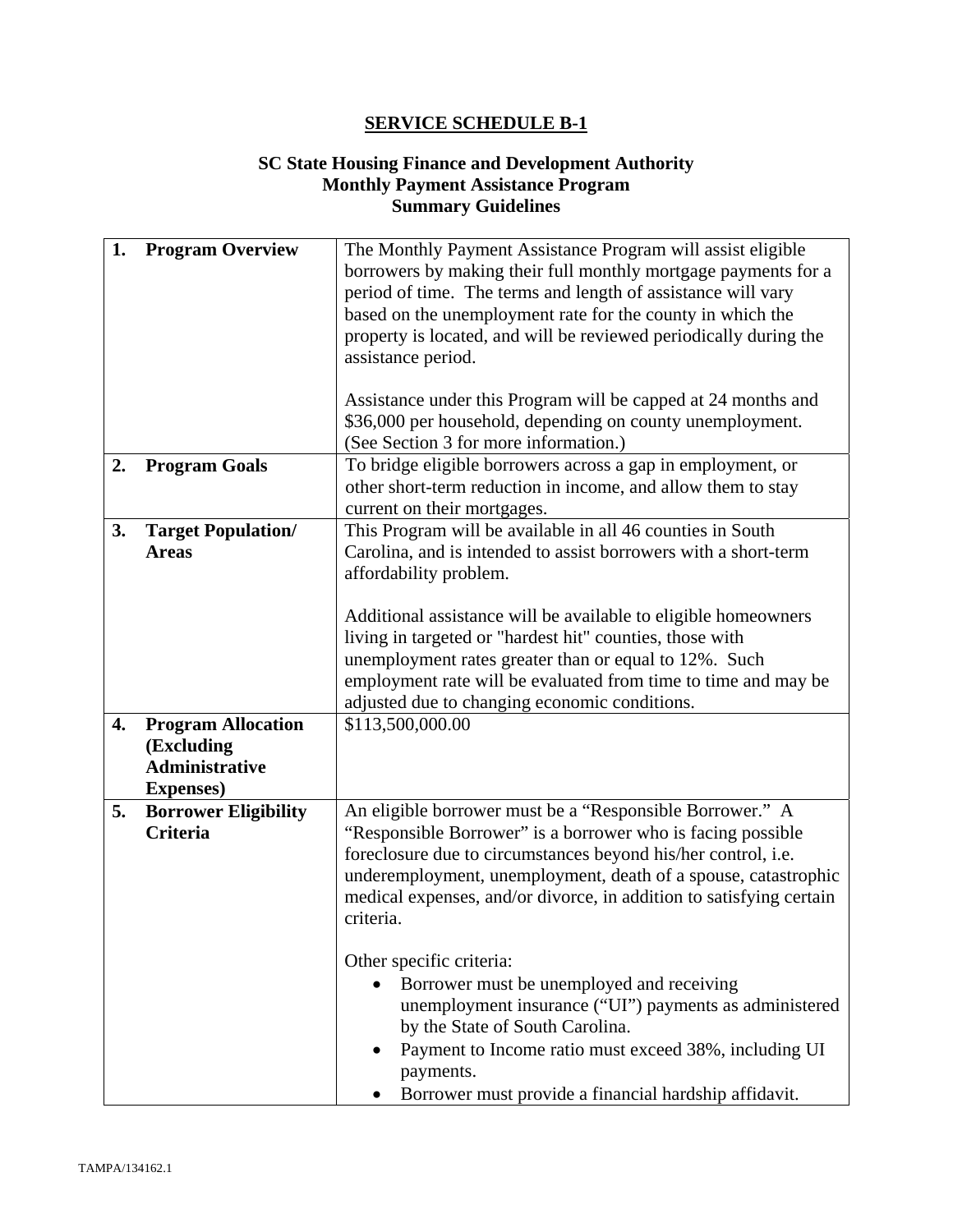# SERVICE SCHEDULE B-1

## SC State Housing Finance and Development Authority
## Monthly Payment Assistance Program
## Summary Guidelines

| | |
|---|---|
| **1. Program Overview** | The Monthly Payment Assistance Program will assist eligible borrowers by making their full monthly mortgage payments for a period of time. The terms and length of assistance will vary based on the unemployment rate for the county in which the property is located, and will be reviewed periodically during the assistance period.<br><br>Assistance under this Program will be capped at 24 months and $36,000 per household, depending on county unemployment. (See Section 3 for more information.) |
| **2. Program Goals** | To bridge eligible borrowers across a gap in employment, or other short-term reduction in income, and allow them to stay current on their mortgages. |
| **3. Target Population/ Areas** | This Program will be available in all 46 counties in South Carolina, and is intended to assist borrowers with a short-term affordability problem.<br><br>Additional assistance will be available to eligible homeowners living in targeted or "hardest hit" counties, those with unemployment rates greater than or equal to 12%. Such employment rate will be evaluated from time to time and may be adjusted due to changing economic conditions. |
| **4. Program Allocation (Excluding Administrative Expenses)** | $113,500,000.00 |
| **5. Borrower Eligibility Criteria** | An eligible borrower must be a "Responsible Borrower." A "Responsible Borrower" is a borrower who is facing possible foreclosure due to circumstances beyond his/her control, i.e. underemployment, unemployment, death of a spouse, catastrophic medical expenses, and/or divorce, in addition to satisfying certain criteria.<br><br>Other specific criteria:<br>• Borrower must be unemployed and receiving unemployment insurance ("UI") payments as administered by the State of South Carolina.<br>• Payment to Income ratio must exceed 38%, including UI payments.<br>• Borrower must provide a financial hardship affidavit. |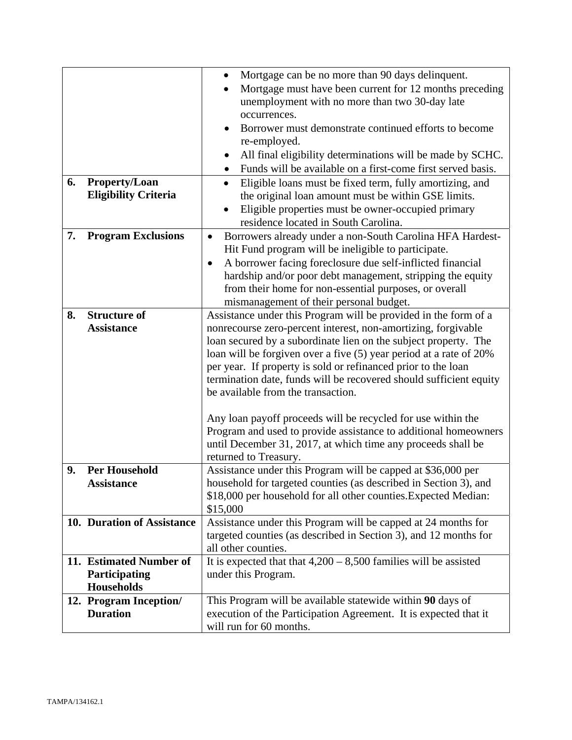| | |
|---|---|
| | • Mortgage can be no more than 90 days delinquent.<br>• Mortgage must have been current for 12 months preceding unemployment with no more than two 30-day late occurrences.<br>• Borrower must demonstrate continued efforts to become re-employed.<br>• All final eligibility determinations will be made by SCHC.<br>• Funds will be available on a first-come first served basis. |
| **6. Property/Loan Eligibility Criteria** | • Eligible loans must be fixed term, fully amortizing, and the original loan amount must be within GSE limits.<br>• Eligible properties must be owner-occupied primary residence located in South Carolina. |
| **7. Program Exclusions** | • Borrowers already under a non-South Carolina HFA Hardest-Hit Fund program will be ineligible to participate.<br>• A borrower facing foreclosure due self-inflicted financial hardship and/or poor debt management, stripping the equity from their home for non-essential purposes, or overall mismanagement of their personal budget. |
| **8. Structure of Assistance** | Assistance under this Program will be provided in the form of a nonrecourse zero-percent interest, non-amortizing, forgivable loan secured by a subordinate lien on the subject property. The loan will be forgiven over a five (5) year period at a rate of 20% per year. If property is sold or refinanced prior to the loan termination date, funds will be recovered should sufficient equity be available from the transaction.<br><br>Any loan payoff proceeds will be recycled for use within the Program and used to provide assistance to additional homeowners until December 31, 2017, at which time any proceeds shall be returned to Treasury. |
| **9. Per Household Assistance** | Assistance under this Program will be capped at $36,000 per household for targeted counties (as described in Section 3), and $18,000 per household for all other counties.Expected Median: $15,000 |
| **10. Duration of Assistance** | Assistance under this Program will be capped at 24 months for targeted counties (as described in Section 3), and 12 months for all other counties. |
| **11. Estimated Number of Participating Households** | It is expected that that 4,200 – 8,500 families will be assisted under this Program. |
| **12. Program Inception/ Duration** | This Program will be available statewide within **90** days of execution of the Participation Agreement. It is expected that it will run for 60 months. |

TAMPA/134162.1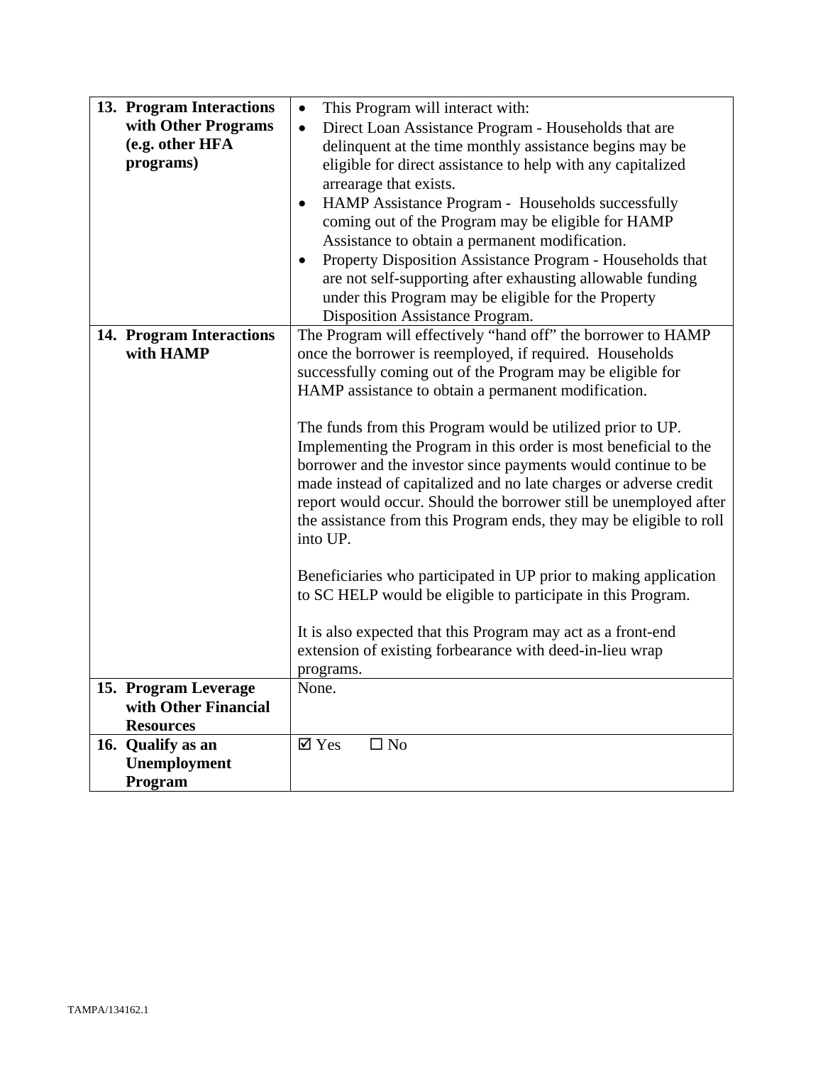| | |
|---|---|
| **13. Program Interactions with Other Programs (e.g. other HFA programs)** | • This Program will interact with:<br>• Direct Loan Assistance Program - Households that are delinquent at the time monthly assistance begins may be eligible for direct assistance to help with any capitalized arrearage that exists.<br>• HAMP Assistance Program - Households successfully coming out of the Program may be eligible for HAMP Assistance to obtain a permanent modification.<br>• Property Disposition Assistance Program - Households that are not self-supporting after exhausting allowable funding under this Program may be eligible for the Property Disposition Assistance Program. |
| **14. Program Interactions with HAMP** | The Program will effectively "hand off" the borrower to HAMP once the borrower is reemployed, if required. Households successfully coming out of the Program may be eligible for HAMP assistance to obtain a permanent modification.<br><br>The funds from this Program would be utilized prior to UP. Implementing the Program in this order is most beneficial to the borrower and the investor since payments would continue to be made instead of capitalized and no late charges or adverse credit report would occur. Should the borrower still be unemployed after the assistance from this Program ends, they may be eligible to roll into UP.<br><br>Beneficiaries who participated in UP prior to making application to SC HELP would be eligible to participate in this Program.<br><br>It is also expected that this Program may act as a front-end extension of existing forbearance with deed-in-lieu wrap programs. |
| **15. Program Leverage with Other Financial Resources** | None. |
| **16. Qualify as an Unemployment Program** | ☑ Yes ☐ No |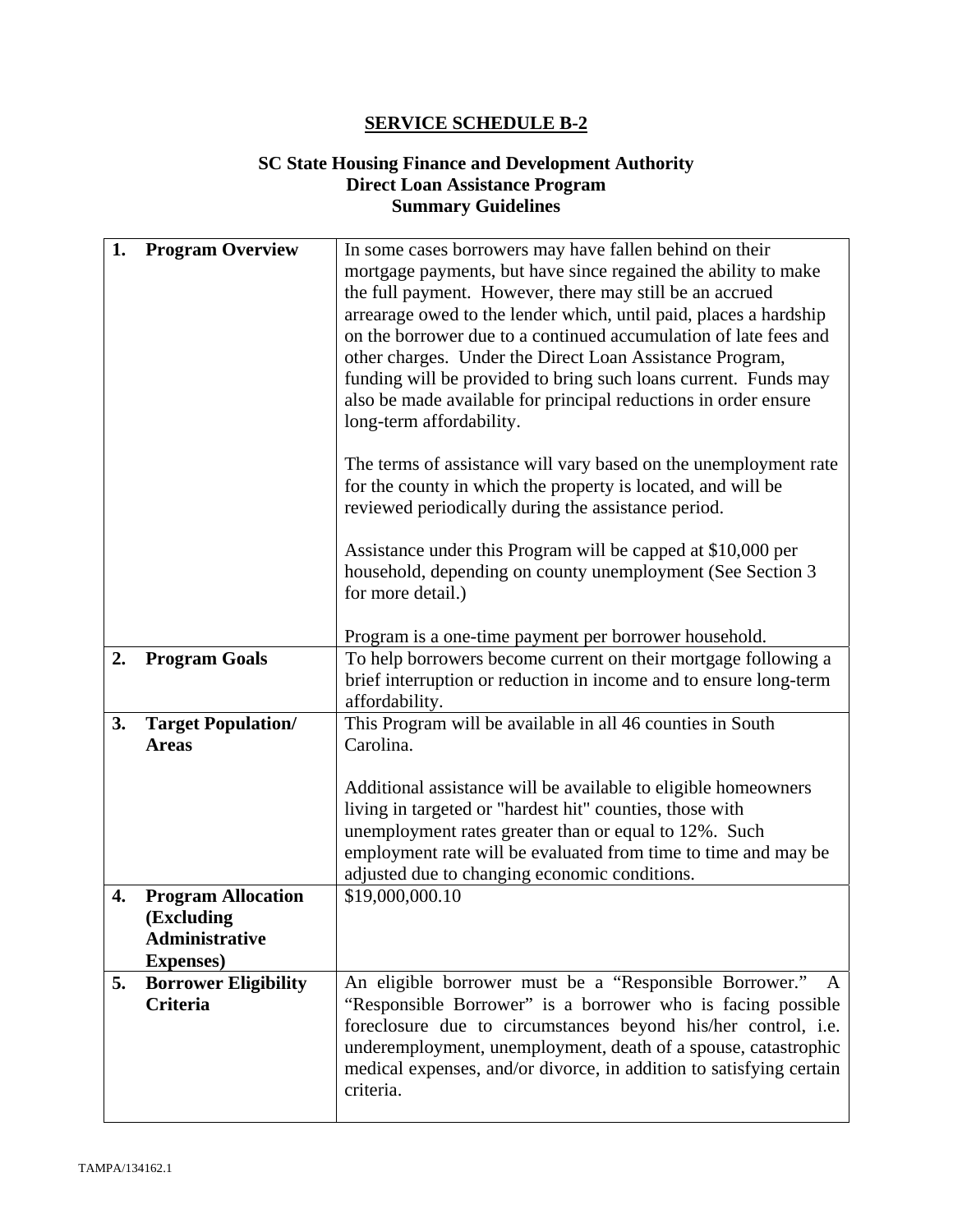# SERVICE SCHEDULE B-2

## SC State Housing Finance and Development Authority
## Direct Loan Assistance Program
## Summary Guidelines

| | |
|---|---|
| **1. Program Overview** | In some cases borrowers may have fallen behind on their mortgage payments, but have since regained the ability to make the full payment. However, there may still be an accrued arrearage owed to the lender which, until paid, places a hardship on the borrower due to a continued accumulation of late fees and other charges. Under the Direct Loan Assistance Program, funding will be provided to bring such loans current. Funds may also be made available for principal reductions in order ensure long-term affordability.<br><br>The terms of assistance will vary based on the unemployment rate for the county in which the property is located, and will be reviewed periodically during the assistance period.<br><br>Assistance under this Program will be capped at $10,000 per household, depending on county unemployment (See Section 3 for more detail.)<br><br>Program is a one-time payment per borrower household. |
| **2. Program Goals** | To help borrowers become current on their mortgage following a brief interruption or reduction in income and to ensure long-term affordability. |
| **3. Target Population/ Areas** | This Program will be available in all 46 counties in South Carolina.<br><br>Additional assistance will be available to eligible homeowners living in targeted or "hardest hit" counties, those with unemployment rates greater than or equal to 12%. Such employment rate will be evaluated from time to time and may be adjusted due to changing economic conditions. |
| **4. Program Allocation (Excluding Administrative Expenses)** | $19,000,000.10 |
| **5. Borrower Eligibility Criteria** | An eligible borrower must be a "Responsible Borrower." A "Responsible Borrower" is a borrower who is facing possible foreclosure due to circumstances beyond his/her control, i.e. underemployment, unemployment, death of a spouse, catastrophic medical expenses, and/or divorce, in addition to satisfying certain criteria. |

TAMPA/134162.1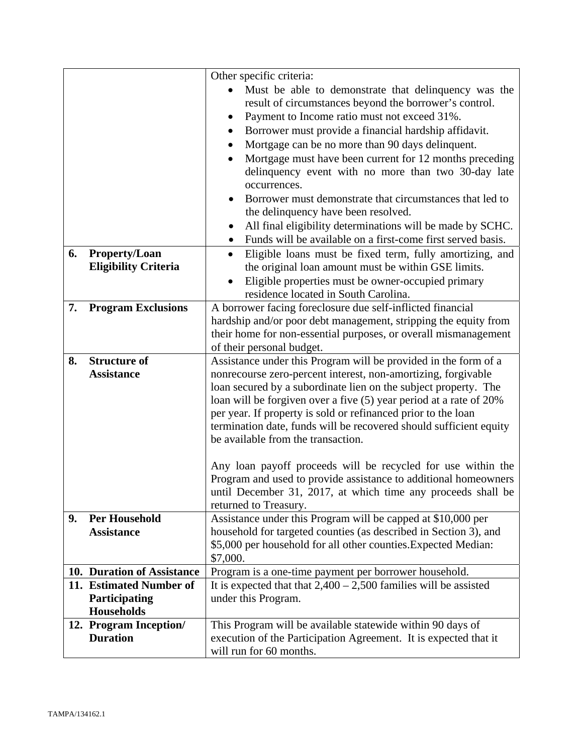| | |
|---|---|
| | Other specific criteria:<br>• Must be able to demonstrate that delinquency was the result of circumstances beyond the borrower's control.<br>• Payment to Income ratio must not exceed 31%.<br>• Borrower must provide a financial hardship affidavit.<br>• Mortgage can be no more than 90 days delinquent.<br>• Mortgage must have been current for 12 months preceding delinquency event with no more than two 30-day late occurrences.<br>• Borrower must demonstrate that circumstances that led to the delinquency have been resolved.<br>• All final eligibility determinations will be made by SCHC.<br>• Funds will be available on a first-come first served basis. |
| **6. Property/Loan Eligibility Criteria** | • Eligible loans must be fixed term, fully amortizing, and the original loan amount must be within GSE limits.<br>• Eligible properties must be owner-occupied primary residence located in South Carolina. |
| **7. Program Exclusions** | A borrower facing foreclosure due self-inflicted financial hardship and/or poor debt management, stripping the equity from their home for non-essential purposes, or overall mismanagement of their personal budget. |
| **8. Structure of Assistance** | Assistance under this Program will be provided in the form of a nonrecourse zero-percent interest, non-amortizing, forgivable loan secured by a subordinate lien on the subject property. The loan will be forgiven over a five (5) year period at a rate of 20% per year. If property is sold or refinanced prior to the loan termination date, funds will be recovered should sufficient equity be available from the transaction.<br><br>Any loan payoff proceeds will be recycled for use within the Program and used to provide assistance to additional homeowners until December 31, 2017, at which time any proceeds shall be returned to Treasury. |
| **9. Per Household Assistance** | Assistance under this Program will be capped at $10,000 per household for targeted counties (as described in Section 3), and $5,000 per household for all other counties.Expected Median: $7,000. |
| **10. Duration of Assistance** | Program is a one-time payment per borrower household. |
| **11. Estimated Number of Participating Households** | It is expected that that 2,400 – 2,500 families will be assisted under this Program. |
| **12. Program Inception/ Duration** | This Program will be available statewide within 90 days of execution of the Participation Agreement. It is expected that it will run for 60 months. |

TAMPA/134162.1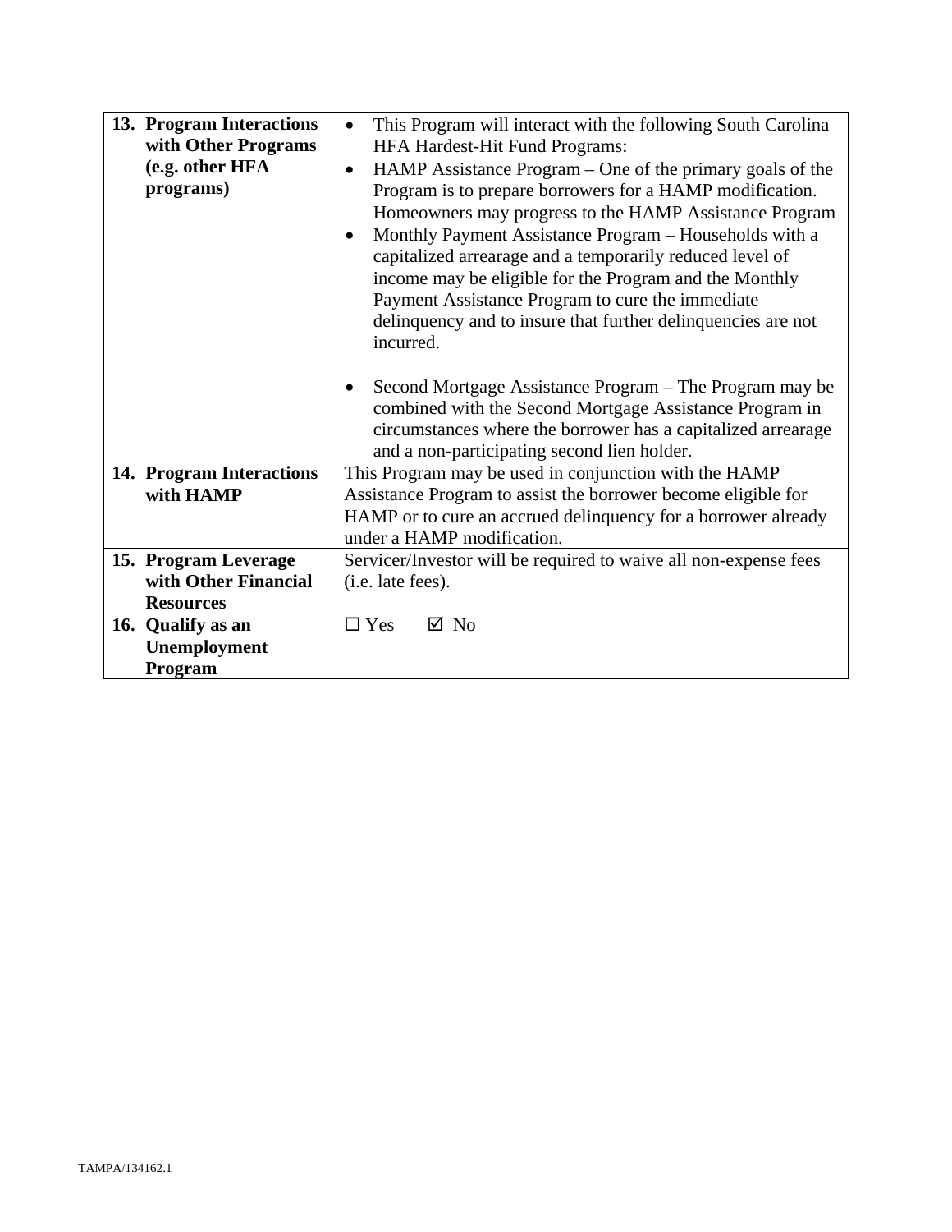| | |
|---|---|
| **13. Program Interactions with Other Programs (e.g. other HFA programs)** | • This Program will interact with the following South Carolina HFA Hardest-Hit Fund Programs:<br>• HAMP Assistance Program – One of the primary goals of the Program is to prepare borrowers for a HAMP modification. Homeowners may progress to the HAMP Assistance Program<br>• Monthly Payment Assistance Program – Households with a capitalized arrearage and a temporarily reduced level of income may be eligible for the Program and the Monthly Payment Assistance Program to cure the immediate delinquency and to insure that further delinquencies are not incurred.<br><br>• Second Mortgage Assistance Program – The Program may be combined with the Second Mortgage Assistance Program in circumstances where the borrower has a capitalized arrearage and a non-participating second lien holder. |
| **14. Program Interactions with HAMP** | This Program may be used in conjunction with the HAMP Assistance Program to assist the borrower become eligible for HAMP or to cure an accrued delinquency for a borrower already under a HAMP modification. |
| **15. Program Leverage with Other Financial Resources** | Servicer/Investor will be required to waive all non-expense fees (i.e. late fees). |
| **16. Qualify as an Unemployment Program** | ☐ Yes ☑ No |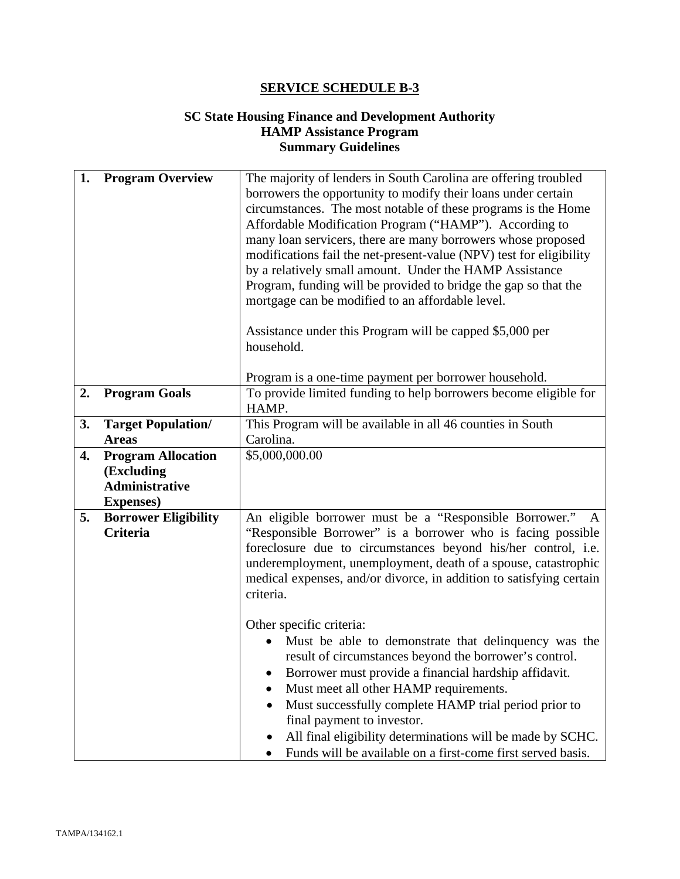# SERVICE SCHEDULE B-3

## SC State Housing Finance and Development Authority
## HAMP Assistance Program
## Summary Guidelines

| | |
|---|---|
| **1. Program Overview** | The majority of lenders in South Carolina are offering troubled borrowers the opportunity to modify their loans under certain circumstances. The most notable of these programs is the Home Affordable Modification Program ("HAMP"). According to many loan servicers, there are many borrowers whose proposed modifications fail the net-present-value (NPV) test for eligibility by a relatively small amount. Under the HAMP Assistance Program, funding will be provided to bridge the gap so that the mortgage can be modified to an affordable level.<br><br>Assistance under this Program will be capped $5,000 per household.<br><br>Program is a one-time payment per borrower household. |
| **2. Program Goals** | To provide limited funding to help borrowers become eligible for HAMP. |
| **3. Target Population/ Areas** | This Program will be available in all 46 counties in South Carolina. |
| **4. Program Allocation (Excluding Administrative Expenses)** | $5,000,000.00 |
| **5. Borrower Eligibility Criteria** | An eligible borrower must be a "Responsible Borrower." A "Responsible Borrower" is a borrower who is facing possible foreclosure due to circumstances beyond his/her control, i.e. underemployment, unemployment, death of a spouse, catastrophic medical expenses, and/or divorce, in addition to satisfying certain criteria.<br><br>Other specific criteria:<br>• Must be able to demonstrate that delinquency was the result of circumstances beyond the borrower's control.<br>• Borrower must provide a financial hardship affidavit.<br>• Must meet all other HAMP requirements.<br>• Must successfully complete HAMP trial period prior to final payment to investor.<br>• All final eligibility determinations will be made by SCHC.<br>• Funds will be available on a first-come first served basis. |

TAMPA/134162.1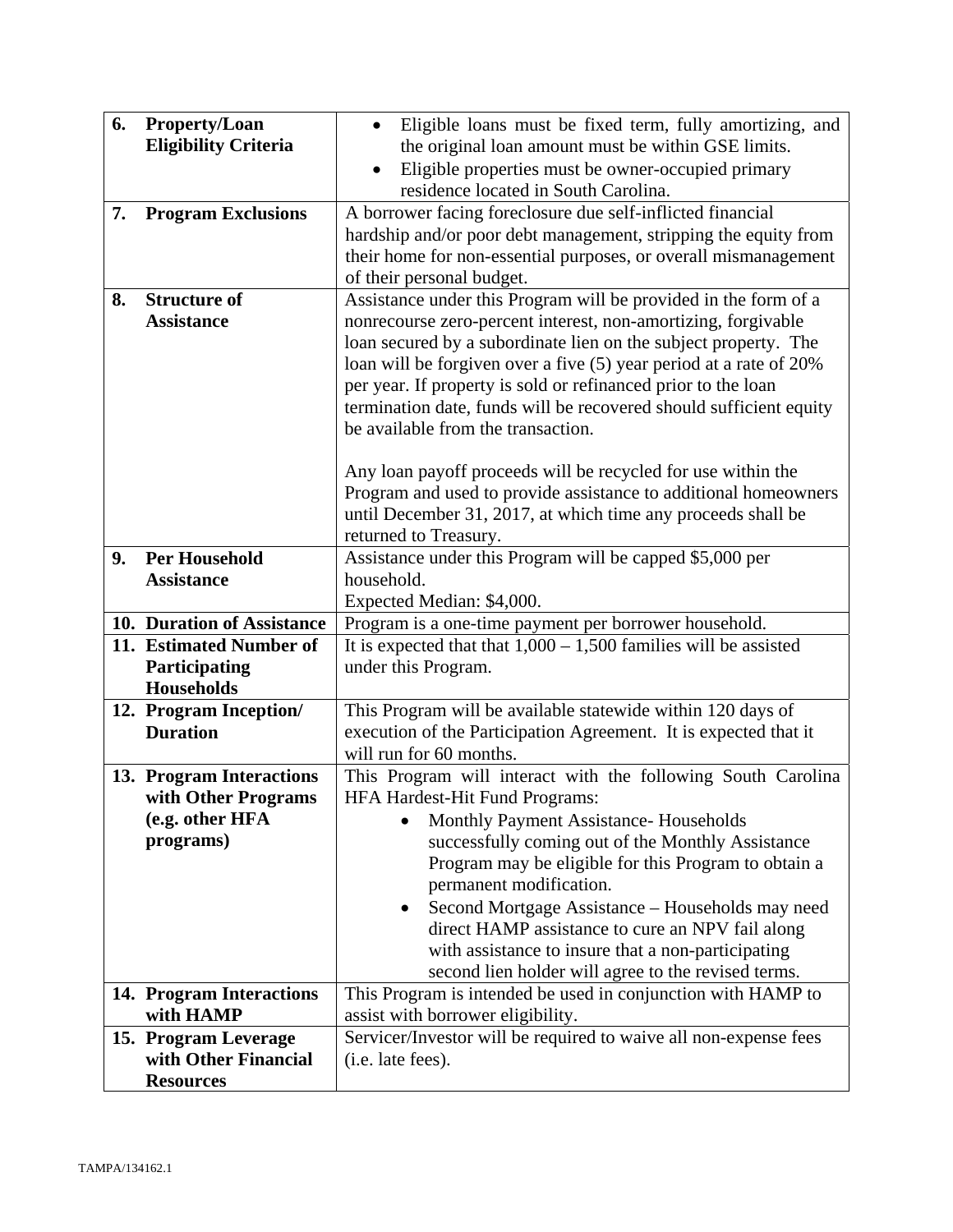| | |
|---|---|
| **6. Property/Loan Eligibility Criteria** | • Eligible loans must be fixed term, fully amortizing, and the original loan amount must be within GSE limits.<br>• Eligible properties must be owner-occupied primary residence located in South Carolina. |
| **7. Program Exclusions** | A borrower facing foreclosure due self-inflicted financial hardship and/or poor debt management, stripping the equity from their home for non-essential purposes, or overall mismanagement of their personal budget. |
| **8. Structure of Assistance** | Assistance under this Program will be provided in the form of a nonrecourse zero-percent interest, non-amortizing, forgivable loan secured by a subordinate lien on the subject property. The loan will be forgiven over a five (5) year period at a rate of 20% per year. If property is sold or refinanced prior to the loan termination date, funds will be recovered should sufficient equity be available from the transaction.<br><br>Any loan payoff proceeds will be recycled for use within the Program and used to provide assistance to additional homeowners until December 31, 2017, at which time any proceeds shall be returned to Treasury. |
| **9. Per Household Assistance** | Assistance under this Program will be capped $5,000 per household.<br>Expected Median: $4,000. |
| **10. Duration of Assistance** | Program is a one-time payment per borrower household. |
| **11. Estimated Number of Participating Households** | It is expected that that 1,000 – 1,500 families will be assisted under this Program. |
| **12. Program Inception/ Duration** | This Program will be available statewide within 120 days of execution of the Participation Agreement. It is expected that it will run for 60 months. |
| **13. Program Interactions with Other Programs (e.g. other HFA programs)** | This Program will interact with the following South Carolina HFA Hardest-Hit Fund Programs:<br>• Monthly Payment Assistance- Households successfully coming out of the Monthly Assistance Program may be eligible for this Program to obtain a permanent modification.<br>• Second Mortgage Assistance – Households may need direct HAMP assistance to cure an NPV fail along with assistance to insure that a non-participating second lien holder will agree to the revised terms. |
| **14. Program Interactions with HAMP** | This Program is intended be used in conjunction with HAMP to assist with borrower eligibility. |
| **15. Program Leverage with Other Financial Resources** | Servicer/Investor will be required to waive all non-expense fees (i.e. late fees). |

TAMPA/134162.1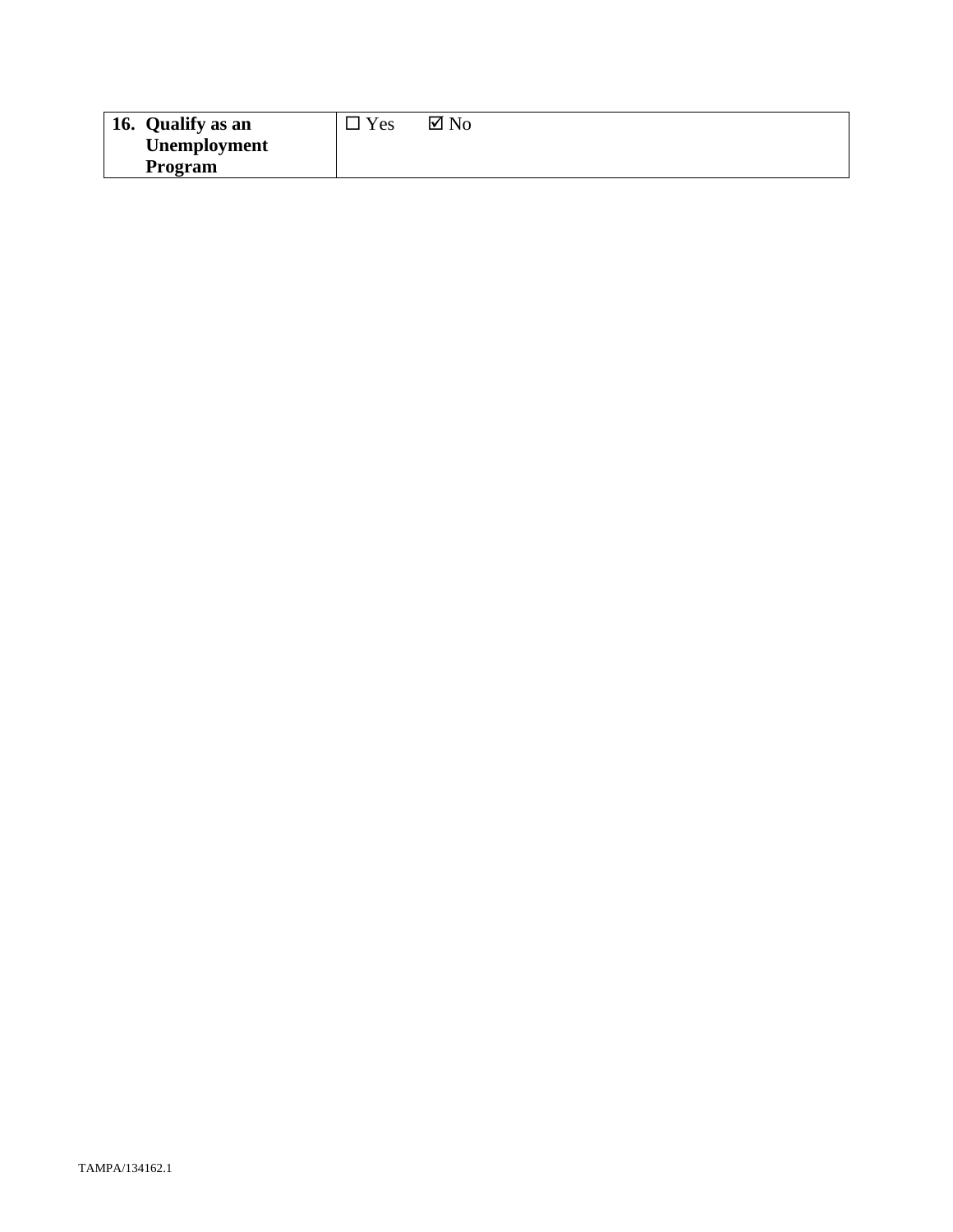| **16. Qualify as an Unemployment Program** | ☐ Yes ☑ No |
|---|---|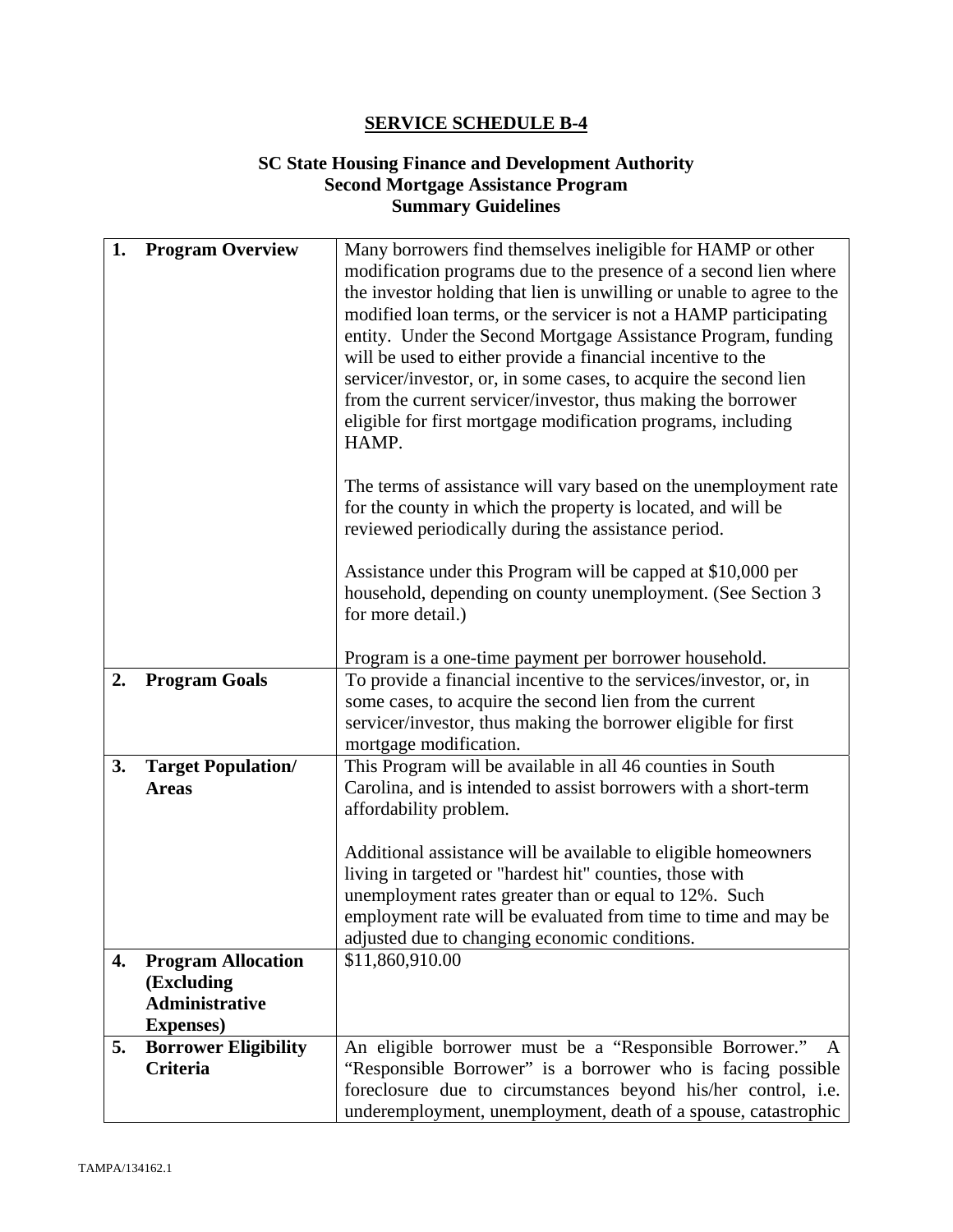## SERVICE SCHEDULE B-4

### SC State Housing Finance and Development Authority
### Second Mortgage Assistance Program
### Summary Guidelines

| | |
|---|---|
| **1. Program Overview** | Many borrowers find themselves ineligible for HAMP or other modification programs due to the presence of a second lien where the investor holding that lien is unwilling or unable to agree to the modified loan terms, or the servicer is not a HAMP participating entity. Under the Second Mortgage Assistance Program, funding will be used to either provide a financial incentive to the servicer/investor, or, in some cases, to acquire the second lien from the current servicer/investor, thus making the borrower eligible for first mortgage modification programs, including HAMP.<br><br>The terms of assistance will vary based on the unemployment rate for the county in which the property is located, and will be reviewed periodically during the assistance period.<br><br>Assistance under this Program will be capped at $10,000 per household, depending on county unemployment. (See Section 3 for more detail.)<br><br>Program is a one-time payment per borrower household. |
| **2. Program Goals** | To provide a financial incentive to the services/investor, or, in some cases, to acquire the second lien from the current servicer/investor, thus making the borrower eligible for first mortgage modification. |
| **3. Target Population/ Areas** | This Program will be available in all 46 counties in South Carolina, and is intended to assist borrowers with a short-term affordability problem.<br><br>Additional assistance will be available to eligible homeowners living in targeted or "hardest hit" counties, those with unemployment rates greater than or equal to 12%. Such employment rate will be evaluated from time to time and may be adjusted due to changing economic conditions. |
| **4. Program Allocation (Excluding Administrative Expenses)** | $11,860,910.00 |
| **5. Borrower Eligibility Criteria** | An eligible borrower must be a "Responsible Borrower." A "Responsible Borrower" is a borrower who is facing possible foreclosure due to circumstances beyond his/her control, i.e. underemployment, unemployment, death of a spouse, catastrophic |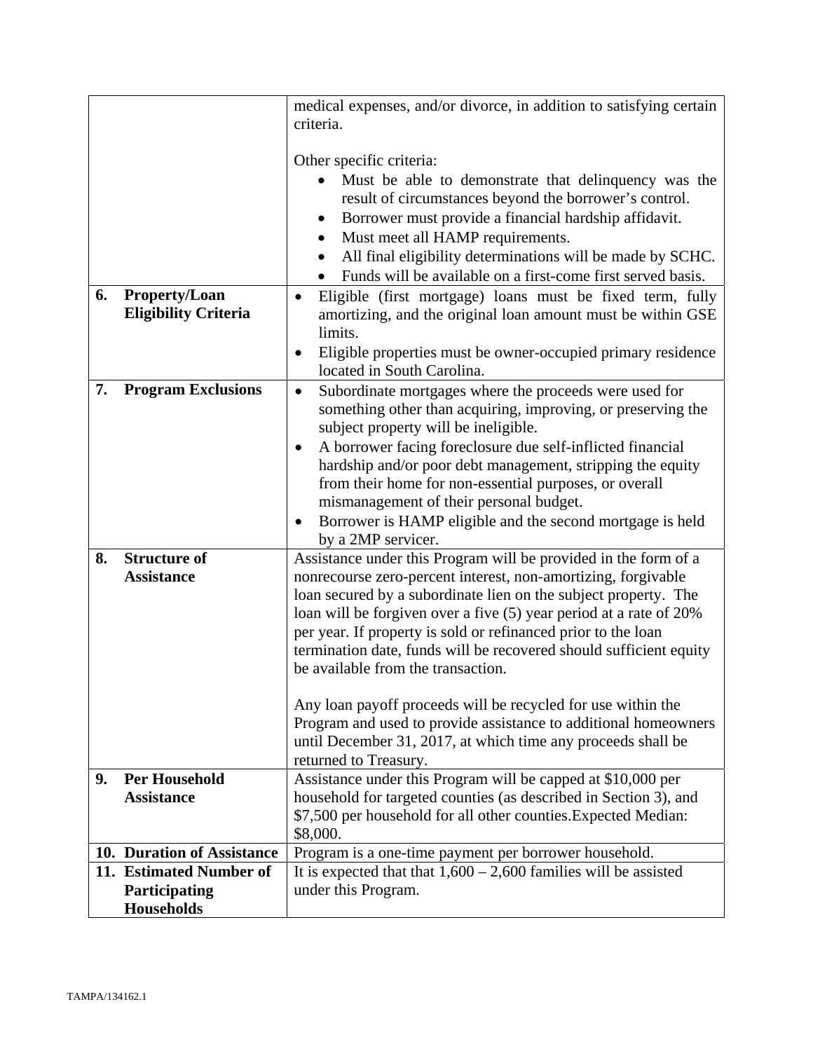| | | |
|---|---|---|
| | | medical expenses, and/or divorce, in addition to satisfying certain criteria.<br><br>Other specific criteria:<br>• Must be able to demonstrate that delinquency was the result of circumstances beyond the borrower's control.<br>• Borrower must provide a financial hardship affidavit.<br>• Must meet all HAMP requirements.<br>• All final eligibility determinations will be made by SCHC.<br>• Funds will be available on a first-come first served basis. |
| **6.** | **Property/Loan Eligibility Criteria** | • Eligible (first mortgage) loans must be fixed term, fully amortizing, and the original loan amount must be within GSE limits.<br>• Eligible properties must be owner-occupied primary residence located in South Carolina. |
| **7.** | **Program Exclusions** | • Subordinate mortgages where the proceeds were used for something other than acquiring, improving, or preserving the subject property will be ineligible.<br>• A borrower facing foreclosure due self-inflicted financial hardship and/or poor debt management, stripping the equity from their home for non-essential purposes, or overall mismanagement of their personal budget.<br>• Borrower is HAMP eligible and the second mortgage is held by a 2MP servicer. |
| **8.** | **Structure of Assistance** | Assistance under this Program will be provided in the form of a nonrecourse zero-percent interest, non-amortizing, forgivable loan secured by a subordinate lien on the subject property. The loan will be forgiven over a five (5) year period at a rate of 20% per year. If property is sold or refinanced prior to the loan termination date, funds will be recovered should sufficient equity be available from the transaction.<br><br>Any loan payoff proceeds will be recycled for use within the Program and used to provide assistance to additional homeowners until December 31, 2017, at which time any proceeds shall be returned to Treasury. |
| **9.** | **Per Household Assistance** | Assistance under this Program will be capped at $10,000 per household for targeted counties (as described in Section 3), and $7,500 per household for all other counties.Expected Median: $8,000. |
| **10.** | **Duration of Assistance** | Program is a one-time payment per borrower household. |
| **11.** | **Estimated Number of Participating Households** | It is expected that that 1,600 – 2,600 families will be assisted under this Program. |

TAMPA/134162.1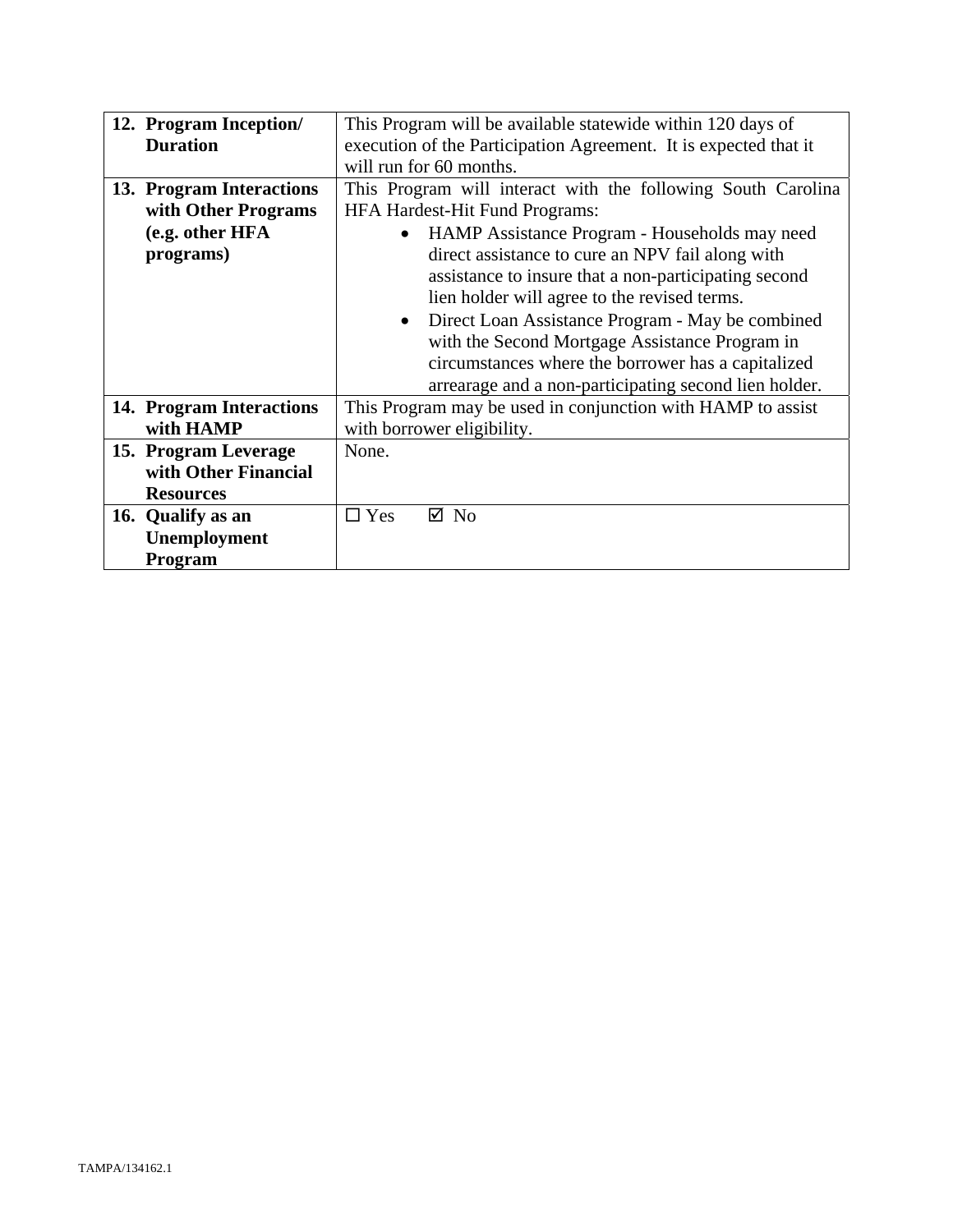| | |
|---|---|
| **12. Program Inception/ Duration** | This Program will be available statewide within 120 days of execution of the Participation Agreement. It is expected that it will run for 60 months. |
| **13. Program Interactions with Other Programs (e.g. other HFA programs)** | This Program will interact with the following South Carolina HFA Hardest-Hit Fund Programs: <br>• HAMP Assistance Program - Households may need direct assistance to cure an NPV fail along with assistance to insure that a non-participating second lien holder will agree to the revised terms. <br>• Direct Loan Assistance Program - May be combined with the Second Mortgage Assistance Program in circumstances where the borrower has a capitalized arrearage and a non-participating second lien holder. |
| **14. Program Interactions with HAMP** | This Program may be used in conjunction with HAMP to assist with borrower eligibility. |
| **15. Program Leverage with Other Financial Resources** | None. |
| **16. Qualify as an Unemployment Program** | ☐ Yes ☑ No |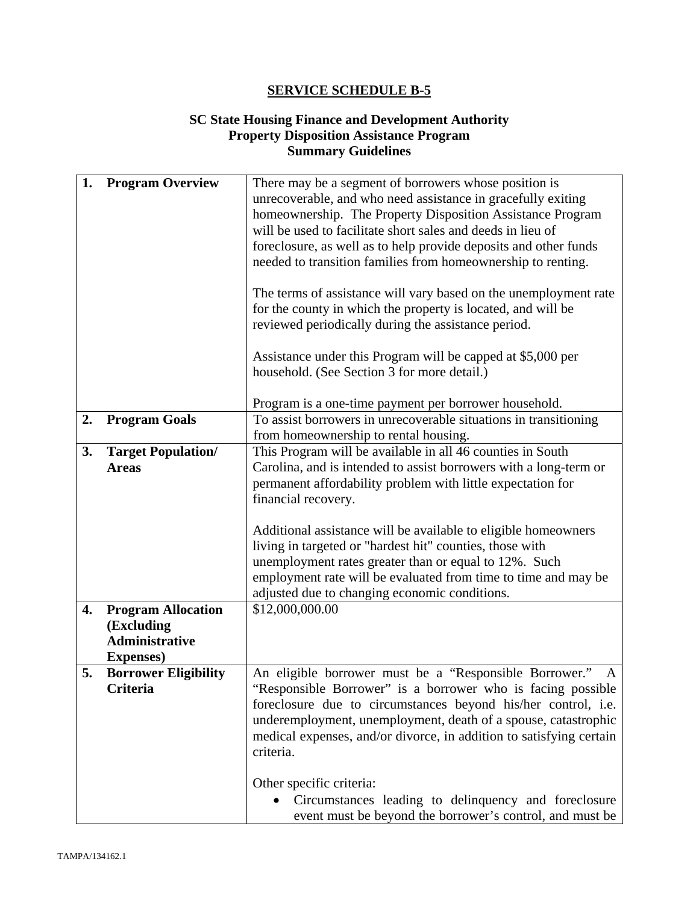# SERVICE SCHEDULE B-5

## SC State Housing Finance and Development Authority
## Property Disposition Assistance Program
## Summary Guidelines

| | | |
|---|---|---|
| **1.** | **Program Overview** | There may be a segment of borrowers whose position is unrecoverable, and who need assistance in gracefully exiting homeownership. The Property Disposition Assistance Program will be used to facilitate short sales and deeds in lieu of foreclosure, as well as to help provide deposits and other funds needed to transition families from homeownership to renting.<br><br>The terms of assistance will vary based on the unemployment rate for the county in which the property is located, and will be reviewed periodically during the assistance period.<br><br>Assistance under this Program will be capped at $5,000 per household. (See Section 3 for more detail.)<br><br>Program is a one-time payment per borrower household. |
| **2.** | **Program Goals** | To assist borrowers in unrecoverable situations in transitioning from homeownership to rental housing. |
| **3.** | **Target Population/ Areas** | This Program will be available in all 46 counties in South Carolina, and is intended to assist borrowers with a long-term or permanent affordability problem with little expectation for financial recovery.<br><br>Additional assistance will be available to eligible homeowners living in targeted or "hardest hit" counties, those with unemployment rates greater than or equal to 12%. Such employment rate will be evaluated from time to time and may be adjusted due to changing economic conditions. |
| **4.** | **Program Allocation (Excluding Administrative Expenses)** | $12,000,000.00 |
| **5.** | **Borrower Eligibility Criteria** | An eligible borrower must be a "Responsible Borrower." A "Responsible Borrower" is a borrower who is facing possible foreclosure due to circumstances beyond his/her control, i.e. underemployment, unemployment, death of a spouse, catastrophic medical expenses, and/or divorce, in addition to satisfying certain criteria.<br><br>Other specific criteria:<br>• Circumstances leading to delinquency and foreclosure event must be beyond the borrower's control, and must be |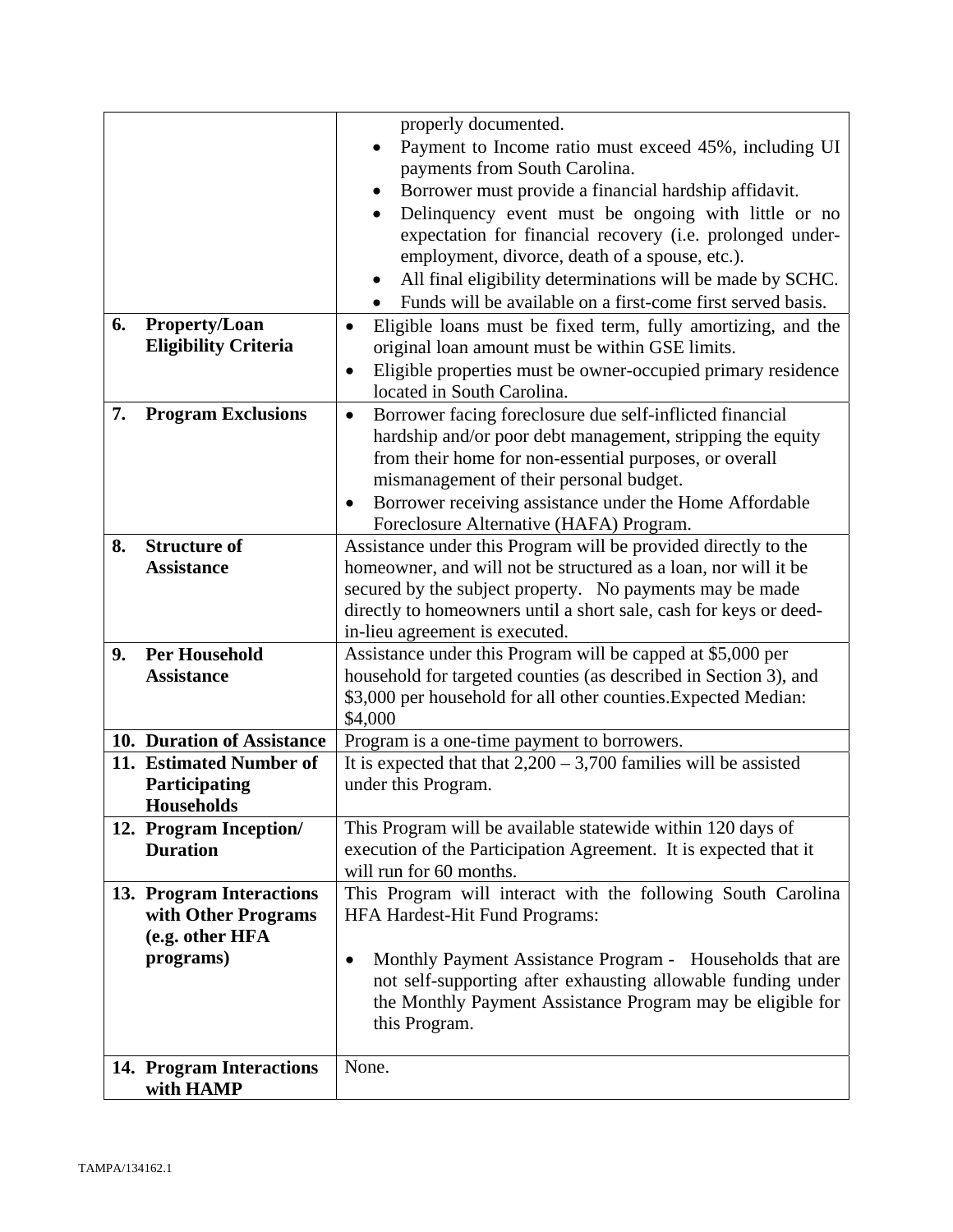| | |
|---|---|
| | properly documented.<br>• Payment to Income ratio must exceed 45%, including UI payments from South Carolina.<br>• Borrower must provide a financial hardship affidavit.<br>• Delinquency event must be ongoing with little or no expectation for financial recovery (i.e. prolonged under-employment, divorce, death of a spouse, etc.).<br>• All final eligibility determinations will be made by SCHC.<br>• Funds will be available on a first-come first served basis. |
| **6. Property/Loan Eligibility Criteria** | • Eligible loans must be fixed term, fully amortizing, and the original loan amount must be within GSE limits.<br>• Eligible properties must be owner-occupied primary residence located in South Carolina. |
| **7. Program Exclusions** | • Borrower facing foreclosure due self-inflicted financial hardship and/or poor debt management, stripping the equity from their home for non-essential purposes, or overall mismanagement of their personal budget.<br>• Borrower receiving assistance under the Home Affordable Foreclosure Alternative (HAFA) Program. |
| **8. Structure of Assistance** | Assistance under this Program will be provided directly to the homeowner, and will not be structured as a loan, nor will it be secured by the subject property. No payments may be made directly to homeowners until a short sale, cash for keys or deed-in-lieu agreement is executed. |
| **9. Per Household Assistance** | Assistance under this Program will be capped at $5,000 per household for targeted counties (as described in Section 3), and $3,000 per household for all other counties.Expected Median: $4,000 |
| **10. Duration of Assistance** | Program is a one-time payment to borrowers. |
| **11. Estimated Number of Participating Households** | It is expected that that 2,200 – 3,700 families will be assisted under this Program. |
| **12. Program Inception/ Duration** | This Program will be available statewide within 120 days of execution of the Participation Agreement. It is expected that it will run for 60 months. |
| **13. Program Interactions with Other Programs (e.g. other HFA programs)** | This Program will interact with the following South Carolina HFA Hardest-Hit Fund Programs:<br><br>• Monthly Payment Assistance Program - Households that are not self-supporting after exhausting allowable funding under the Monthly Payment Assistance Program may be eligible for this Program. |
| **14. Program Interactions with HAMP** | None. |

TAMPA/134162.1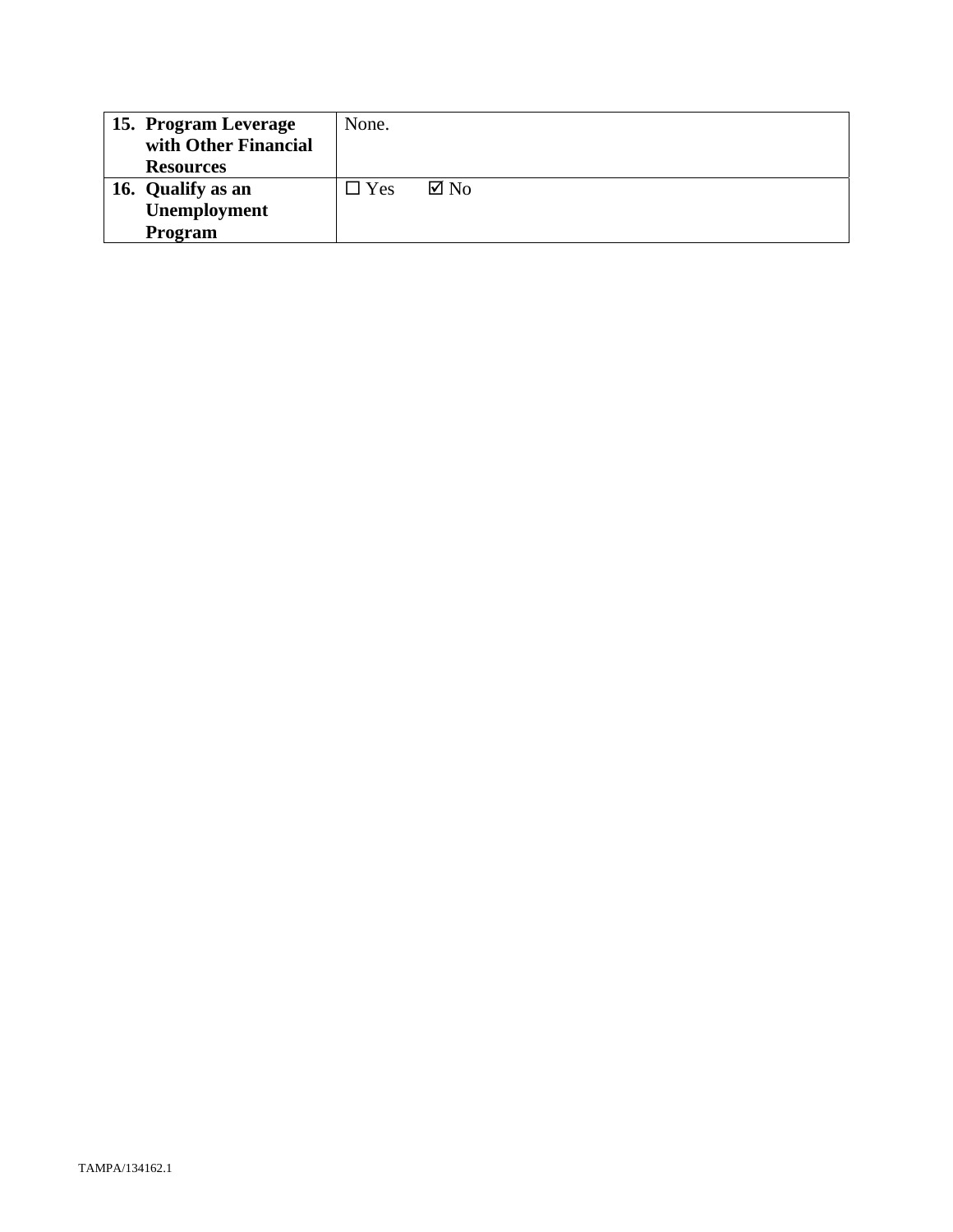| | |
|---|---|
| **15. Program Leverage with Other Financial Resources** | None. |
| **16. Qualify as an Unemployment Program** | ☐ Yes ☑ No |

TAMPA/134162.1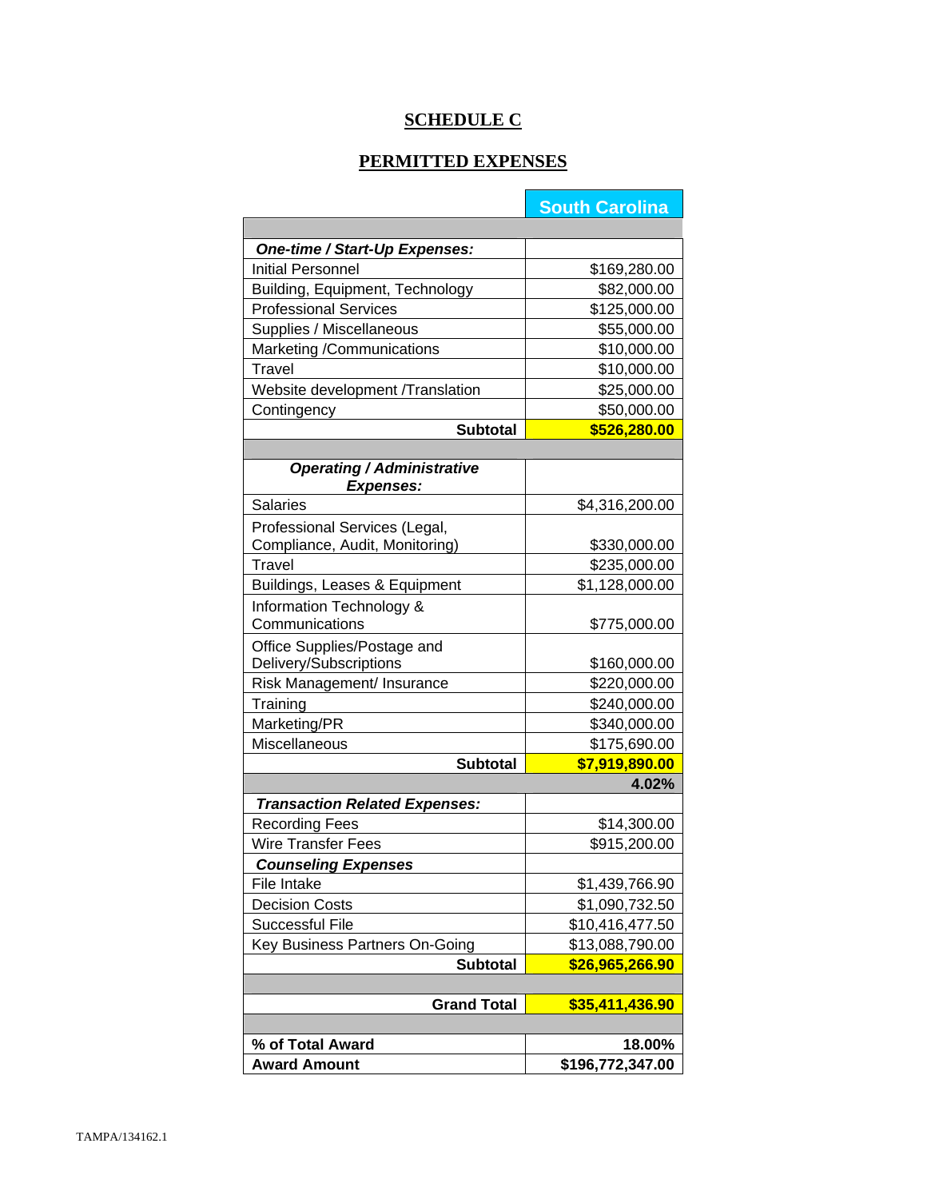# SCHEDULE C

## PERMITTED EXPENSES

| | South Carolina |
|---|---|
| | |
| ***One-time / Start-Up Expenses:*** | |
| Initial Personnel | $169,280.00 |
| Building, Equipment, Technology | $82,000.00 |
| Professional Services | $125,000.00 |
| Supplies / Miscellaneous | $55,000.00 |
| Marketing /Communications | $10,000.00 |
| Travel | $10,000.00 |
| Website development /Translation | $25,000.00 |
| Contingency | $50,000.00 |
| **Subtotal** | **$526,280.00** |
| | |
| ***Operating / Administrative Expenses:*** | |
| Salaries | $4,316,200.00 |
| Professional Services (Legal, Compliance, Audit, Monitoring) | $330,000.00 |
| Travel | $235,000.00 |
| Buildings, Leases & Equipment | $1,128,000.00 |
| Information Technology & Communications | $775,000.00 |
| Office Supplies/Postage and Delivery/Subscriptions | $160,000.00 |
| Risk Management/ Insurance | $220,000.00 |
| Training | $240,000.00 |
| Marketing/PR | $340,000.00 |
| Miscellaneous | $175,690.00 |
| **Subtotal** | **$7,919,890.00** |
| | **4.02%** |
| ***Transaction Related Expenses:*** | |
| Recording Fees | $14,300.00 |
| Wire Transfer Fees | $915,200.00 |
| ***Counseling Expenses*** | |
| File Intake | $1,439,766.90 |
| Decision Costs | $1,090,732.50 |
| Successful File | $10,416,477.50 |
| Key Business Partners On-Going | $13,088,790.00 |
| **Subtotal** | **$26,965,266.90** |
| | |
| **Grand Total** | **$35,411,436.90** |
| | |
| **% of Total Award** | **18.00%** |
| **Award Amount** | **$196,772,347.00** |

TAMPA/134162.1